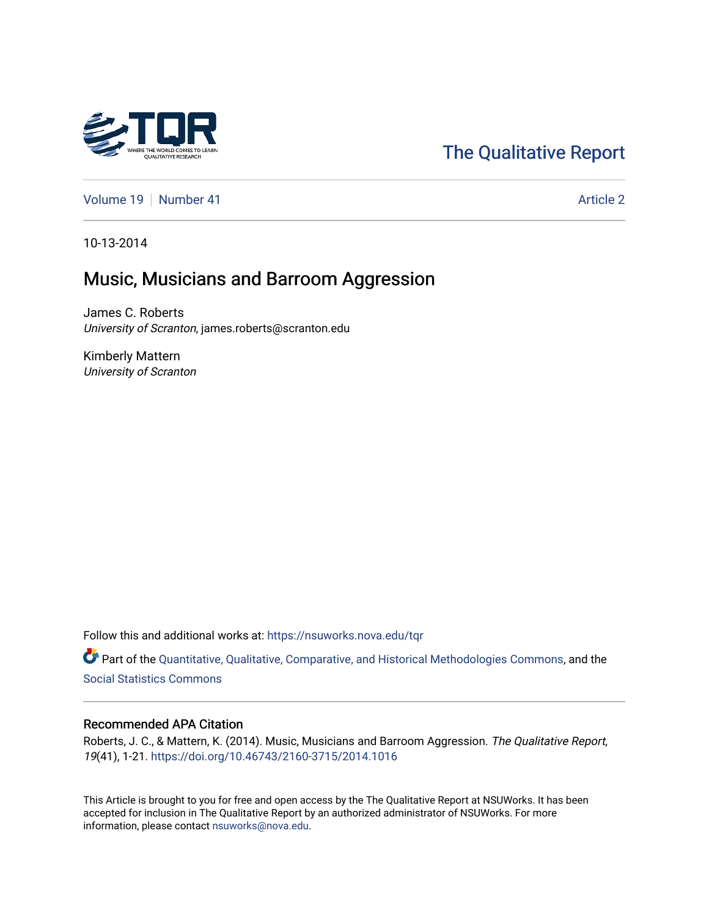The Qualitative Report

Volume 19 | Number 41 | Article 2

10-13-2014

# Music, Musicians and Barroom Aggression

James C. Roberts
*University of Scranton*, james.roberts@scranton.edu

Kimberly Mattern
*University of Scranton*

Follow this and additional works at: https://nsuworks.nova.edu/tqr

Part of the Quantitative, Qualitative, Comparative, and Historical Methodologies Commons, and the Social Statistics Commons

## Recommended APA Citation

Roberts, J. C., & Mattern, K. (2014). Music, Musicians and Barroom Aggression. *The Qualitative Report*, *19*(41), 1-21. https://doi.org/10.46743/2160-3715/2014.1016

This Article is brought to you for free and open access by the The Qualitative Report at NSUWorks. It has been accepted for inclusion in The Qualitative Report by an authorized administrator of NSUWorks. For more information, please contact nsuworks@nova.edu.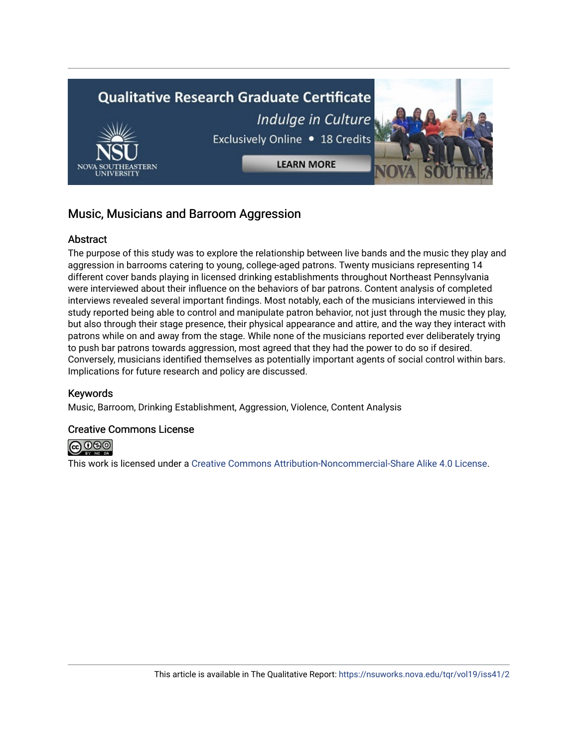## Music, Musicians and Barroom Aggression

### Abstract

The purpose of this study was to explore the relationship between live bands and the music they play and aggression in barrooms catering to young, college-aged patrons. Twenty musicians representing 14 different cover bands playing in licensed drinking establishments throughout Northeast Pennsylvania were interviewed about their influence on the behaviors of bar patrons. Content analysis of completed interviews revealed several important findings. Most notably, each of the musicians interviewed in this study reported being able to control and manipulate patron behavior, not just through the music they play, but also through their stage presence, their physical appearance and attire, and the way they interact with patrons while on and away from the stage. While none of the musicians reported ever deliberately trying to push bar patrons towards aggression, most agreed that they had the power to do so if desired. Conversely, musicians identified themselves as potentially important agents of social control within bars. Implications for future research and policy are discussed.

### Keywords

Music, Barroom, Drinking Establishment, Aggression, Violence, Content Analysis

### Creative Commons License

This work is licensed under a Creative Commons Attribution-Noncommercial-Share Alike 4.0 License.

This article is available in The Qualitative Report: https://nsuworks.nova.edu/tqr/vol19/iss41/2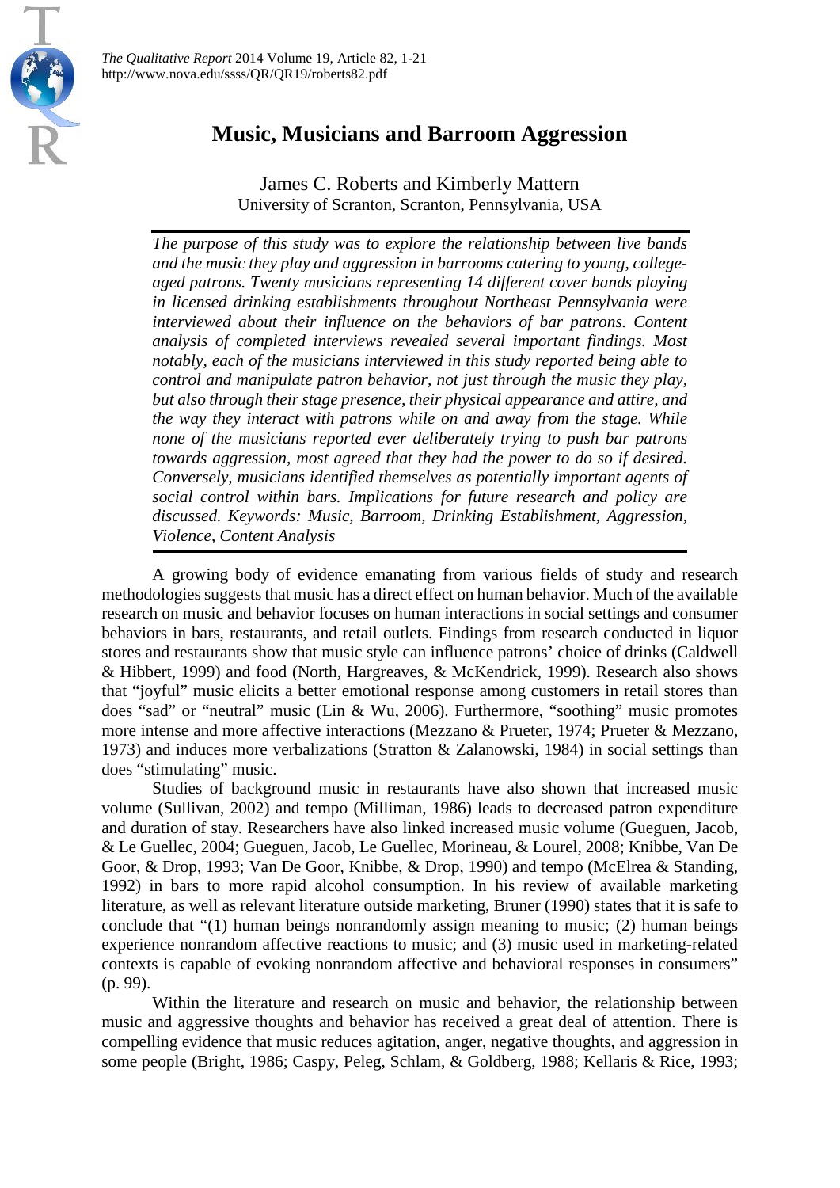# Music, Musicians and Barroom Aggression

James C. Roberts and Kimberly Mattern
University of Scranton, Scranton, Pennsylvania, USA

*The purpose of this study was to explore the relationship between live bands and the music they play and aggression in barrooms catering to young, college-aged patrons. Twenty musicians representing 14 different cover bands playing in licensed drinking establishments throughout Northeast Pennsylvania were interviewed about their influence on the behaviors of bar patrons. Content analysis of completed interviews revealed several important findings. Most notably, each of the musicians interviewed in this study reported being able to control and manipulate patron behavior, not just through the music they play, but also through their stage presence, their physical appearance and attire, and the way they interact with patrons while on and away from the stage. While none of the musicians reported ever deliberately trying to push bar patrons towards aggression, most agreed that they had the power to do so if desired. Conversely, musicians identified themselves as potentially important agents of social control within bars. Implications for future research and policy are discussed. Keywords: Music, Barroom, Drinking Establishment, Aggression, Violence, Content Analysis*

A growing body of evidence emanating from various fields of study and research methodologies suggests that music has a direct effect on human behavior. Much of the available research on music and behavior focuses on human interactions in social settings and consumer behaviors in bars, restaurants, and retail outlets. Findings from research conducted in liquor stores and restaurants show that music style can influence patrons' choice of drinks (Caldwell & Hibbert, 1999) and food (North, Hargreaves, & McKendrick, 1999). Research also shows that "joyful" music elicits a better emotional response among customers in retail stores than does "sad" or "neutral" music (Lin & Wu, 2006). Furthermore, "soothing" music promotes more intense and more affective interactions (Mezzano & Prueter, 1974; Prueter & Mezzano, 1973) and induces more verbalizations (Stratton & Zalanowski, 1984) in social settings than does "stimulating" music.

Studies of background music in restaurants have also shown that increased music volume (Sullivan, 2002) and tempo (Milliman, 1986) leads to decreased patron expenditure and duration of stay. Researchers have also linked increased music volume (Gueguen, Jacob, & Le Guellec, 2004; Gueguen, Jacob, Le Guellec, Morineau, & Lourel, 2008; Knibbe, Van De Goor, & Drop, 1993; Van De Goor, Knibbe, & Drop, 1990) and tempo (McElrea & Standing, 1992) in bars to more rapid alcohol consumption. In his review of available marketing literature, as well as relevant literature outside marketing, Bruner (1990) states that it is safe to conclude that "(1) human beings nonrandomly assign meaning to music; (2) human beings experience nonrandom affective reactions to music; and (3) music used in marketing-related contexts is capable of evoking nonrandom affective and behavioral responses in consumers" (p. 99).

Within the literature and research on music and behavior, the relationship between music and aggressive thoughts and behavior has received a great deal of attention. There is compelling evidence that music reduces agitation, anger, negative thoughts, and aggression in some people (Bright, 1986; Caspy, Peleg, Schlam, & Goldberg, 1988; Kellaris & Rice, 1993;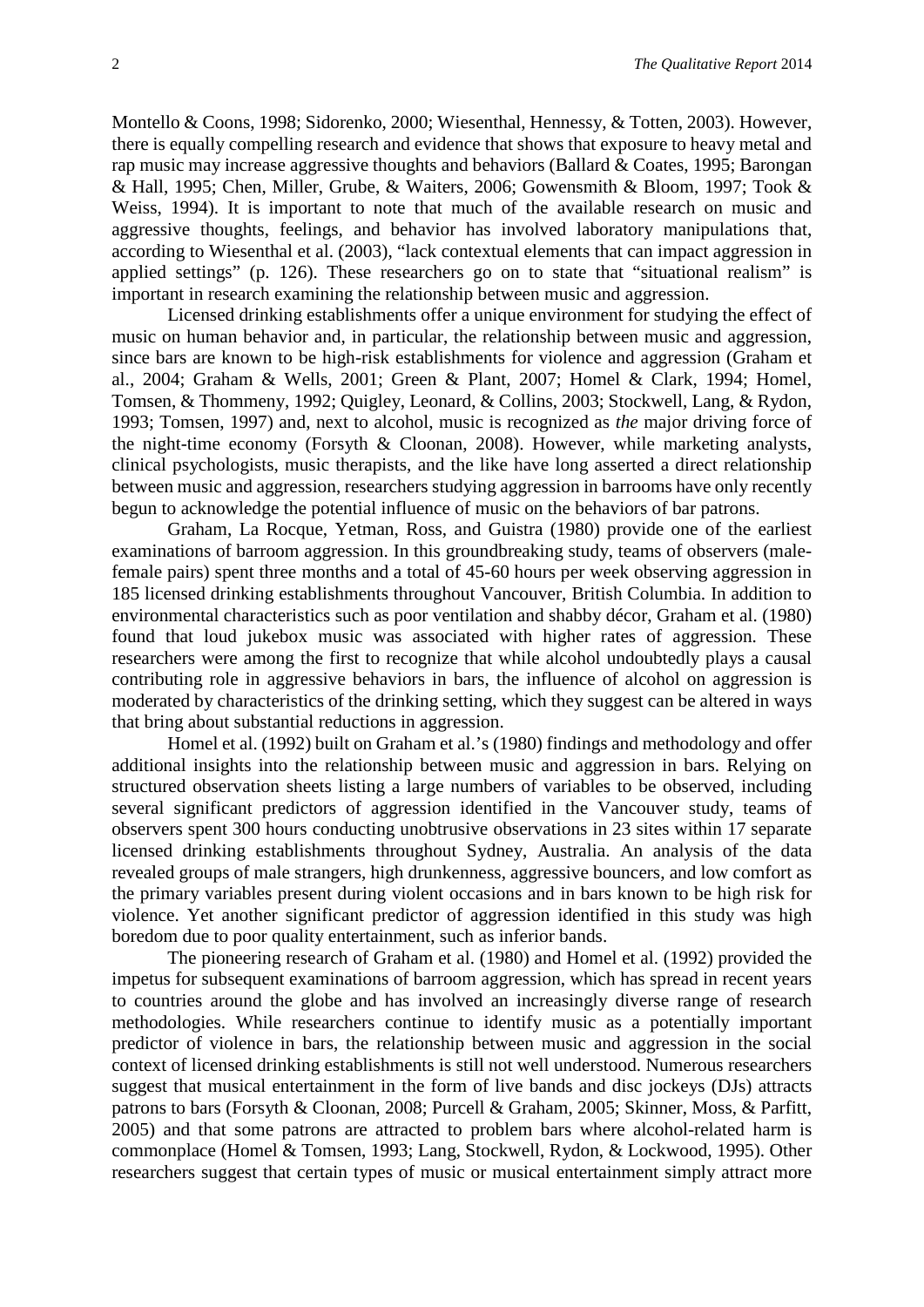Montello & Coons, 1998; Sidorenko, 2000; Wiesenthal, Hennessy, & Totten, 2003). However, there is equally compelling research and evidence that shows that exposure to heavy metal and rap music may increase aggressive thoughts and behaviors (Ballard & Coates, 1995; Barongan & Hall, 1995; Chen, Miller, Grube, & Waiters, 2006; Gowensmith & Bloom, 1997; Took & Weiss, 1994). It is important to note that much of the available research on music and aggressive thoughts, feelings, and behavior has involved laboratory manipulations that, according to Wiesenthal et al. (2003), "lack contextual elements that can impact aggression in applied settings" (p. 126). These researchers go on to state that "situational realism" is important in research examining the relationship between music and aggression.

Licensed drinking establishments offer a unique environment for studying the effect of music on human behavior and, in particular, the relationship between music and aggression, since bars are known to be high-risk establishments for violence and aggression (Graham et al., 2004; Graham & Wells, 2001; Green & Plant, 2007; Homel & Clark, 1994; Homel, Tomsen, & Thommeny, 1992; Quigley, Leonard, & Collins, 2003; Stockwell, Lang, & Rydon, 1993; Tomsen, 1997) and, next to alcohol, music is recognized as *the* major driving force of the night-time economy (Forsyth & Cloonan, 2008). However, while marketing analysts, clinical psychologists, music therapists, and the like have long asserted a direct relationship between music and aggression, researchers studying aggression in barrooms have only recently begun to acknowledge the potential influence of music on the behaviors of bar patrons.

Graham, La Rocque, Yetman, Ross, and Guistra (1980) provide one of the earliest examinations of barroom aggression. In this groundbreaking study, teams of observers (male-female pairs) spent three months and a total of 45-60 hours per week observing aggression in 185 licensed drinking establishments throughout Vancouver, British Columbia. In addition to environmental characteristics such as poor ventilation and shabby décor, Graham et al. (1980) found that loud jukebox music was associated with higher rates of aggression. These researchers were among the first to recognize that while alcohol undoubtedly plays a causal contributing role in aggressive behaviors in bars, the influence of alcohol on aggression is moderated by characteristics of the drinking setting, which they suggest can be altered in ways that bring about substantial reductions in aggression.

Homel et al. (1992) built on Graham et al.'s (1980) findings and methodology and offer additional insights into the relationship between music and aggression in bars. Relying on structured observation sheets listing a large numbers of variables to be observed, including several significant predictors of aggression identified in the Vancouver study, teams of observers spent 300 hours conducting unobtrusive observations in 23 sites within 17 separate licensed drinking establishments throughout Sydney, Australia. An analysis of the data revealed groups of male strangers, high drunkenness, aggressive bouncers, and low comfort as the primary variables present during violent occasions and in bars known to be high risk for violence. Yet another significant predictor of aggression identified in this study was high boredom due to poor quality entertainment, such as inferior bands.

The pioneering research of Graham et al. (1980) and Homel et al. (1992) provided the impetus for subsequent examinations of barroom aggression, which has spread in recent years to countries around the globe and has involved an increasingly diverse range of research methodologies. While researchers continue to identify music as a potentially important predictor of violence in bars, the relationship between music and aggression in the social context of licensed drinking establishments is still not well understood. Numerous researchers suggest that musical entertainment in the form of live bands and disc jockeys (DJs) attracts patrons to bars (Forsyth & Cloonan, 2008; Purcell & Graham, 2005; Skinner, Moss, & Parfitt, 2005) and that some patrons are attracted to problem bars where alcohol-related harm is commonplace (Homel & Tomsen, 1993; Lang, Stockwell, Rydon, & Lockwood, 1995). Other researchers suggest that certain types of music or musical entertainment simply attract more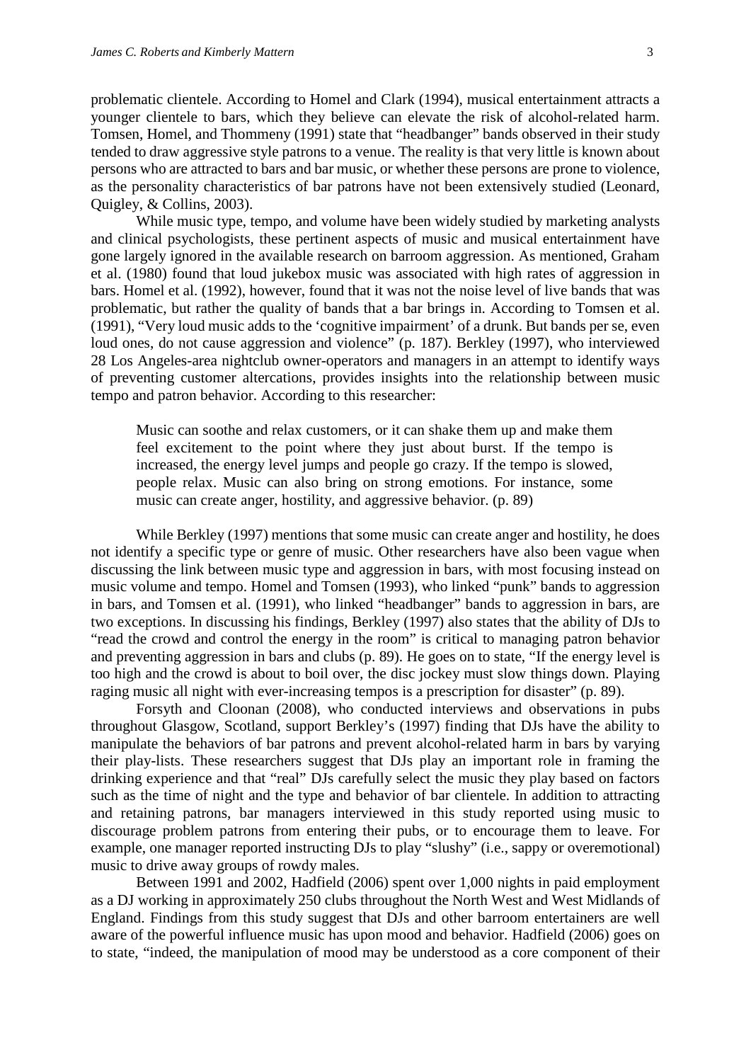problematic clientele. According to Homel and Clark (1994), musical entertainment attracts a younger clientele to bars, which they believe can elevate the risk of alcohol-related harm. Tomsen, Homel, and Thommeny (1991) state that "headbanger" bands observed in their study tended to draw aggressive style patrons to a venue. The reality is that very little is known about persons who are attracted to bars and bar music, or whether these persons are prone to violence, as the personality characteristics of bar patrons have not been extensively studied (Leonard, Quigley, & Collins, 2003).

While music type, tempo, and volume have been widely studied by marketing analysts and clinical psychologists, these pertinent aspects of music and musical entertainment have gone largely ignored in the available research on barroom aggression. As mentioned, Graham et al. (1980) found that loud jukebox music was associated with high rates of aggression in bars. Homel et al. (1992), however, found that it was not the noise level of live bands that was problematic, but rather the quality of bands that a bar brings in. According to Tomsen et al. (1991), "Very loud music adds to the 'cognitive impairment' of a drunk. But bands per se, even loud ones, do not cause aggression and violence" (p. 187). Berkley (1997), who interviewed 28 Los Angeles-area nightclub owner-operators and managers in an attempt to identify ways of preventing customer altercations, provides insights into the relationship between music tempo and patron behavior. According to this researcher:

> Music can soothe and relax customers, or it can shake them up and make them feel excitement to the point where they just about burst. If the tempo is increased, the energy level jumps and people go crazy. If the tempo is slowed, people relax. Music can also bring on strong emotions. For instance, some music can create anger, hostility, and aggressive behavior. (p. 89)

While Berkley (1997) mentions that some music can create anger and hostility, he does not identify a specific type or genre of music. Other researchers have also been vague when discussing the link between music type and aggression in bars, with most focusing instead on music volume and tempo. Homel and Tomsen (1993), who linked "punk" bands to aggression in bars, and Tomsen et al. (1991), who linked "headbanger" bands to aggression in bars, are two exceptions. In discussing his findings, Berkley (1997) also states that the ability of DJs to "read the crowd and control the energy in the room" is critical to managing patron behavior and preventing aggression in bars and clubs (p. 89). He goes on to state, "If the energy level is too high and the crowd is about to boil over, the disc jockey must slow things down. Playing raging music all night with ever-increasing tempos is a prescription for disaster" (p. 89).

Forsyth and Cloonan (2008), who conducted interviews and observations in pubs throughout Glasgow, Scotland, support Berkley's (1997) finding that DJs have the ability to manipulate the behaviors of bar patrons and prevent alcohol-related harm in bars by varying their play-lists. These researchers suggest that DJs play an important role in framing the drinking experience and that "real" DJs carefully select the music they play based on factors such as the time of night and the type and behavior of bar clientele. In addition to attracting and retaining patrons, bar managers interviewed in this study reported using music to discourage problem patrons from entering their pubs, or to encourage them to leave. For example, one manager reported instructing DJs to play "slushy" (i.e., sappy or overemotional) music to drive away groups of rowdy males.

Between 1991 and 2002, Hadfield (2006) spent over 1,000 nights in paid employment as a DJ working in approximately 250 clubs throughout the North West and West Midlands of England. Findings from this study suggest that DJs and other barroom entertainers are well aware of the powerful influence music has upon mood and behavior. Hadfield (2006) goes on to state, "indeed, the manipulation of mood may be understood as a core component of their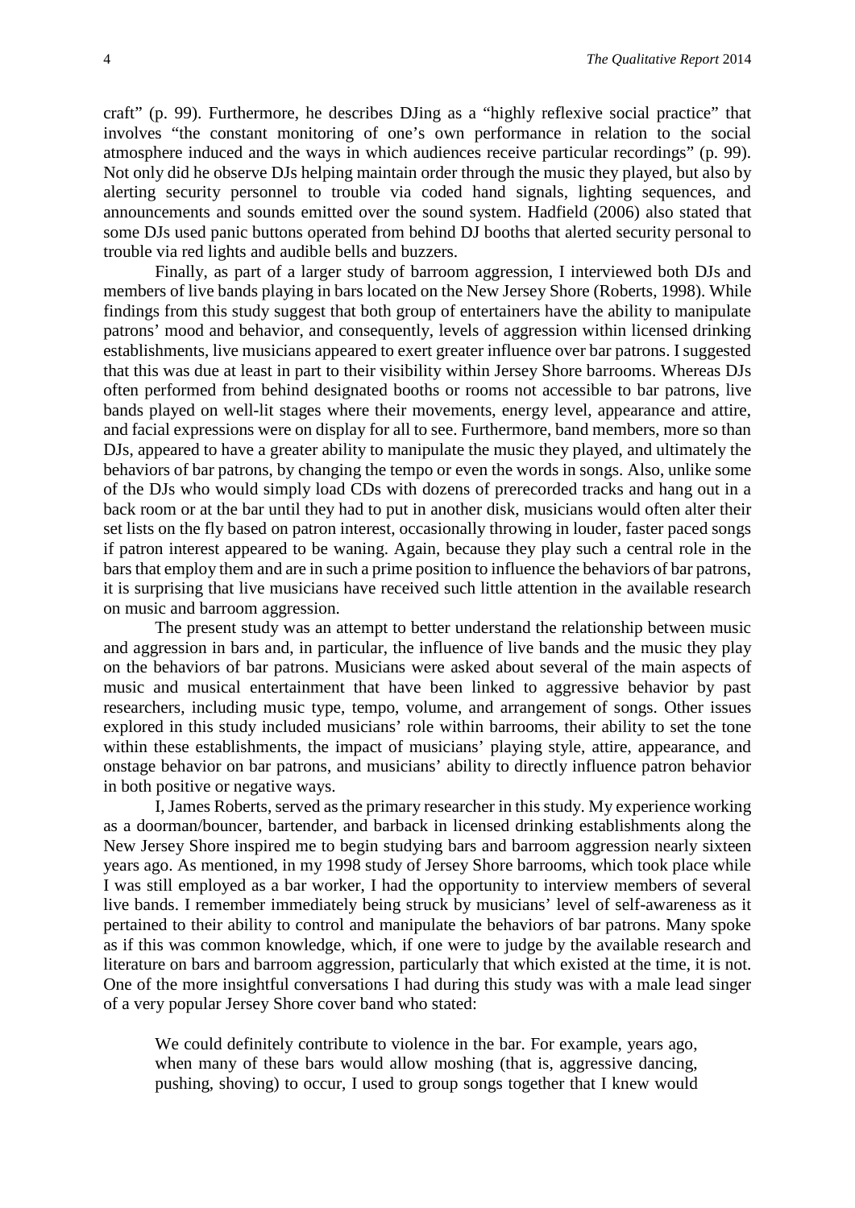craft" (p. 99). Furthermore, he describes DJing as a "highly reflexive social practice" that involves "the constant monitoring of one's own performance in relation to the social atmosphere induced and the ways in which audiences receive particular recordings" (p. 99). Not only did he observe DJs helping maintain order through the music they played, but also by alerting security personnel to trouble via coded hand signals, lighting sequences, and announcements and sounds emitted over the sound system. Hadfield (2006) also stated that some DJs used panic buttons operated from behind DJ booths that alerted security personal to trouble via red lights and audible bells and buzzers.

Finally, as part of a larger study of barroom aggression, I interviewed both DJs and members of live bands playing in bars located on the New Jersey Shore (Roberts, 1998). While findings from this study suggest that both group of entertainers have the ability to manipulate patrons' mood and behavior, and consequently, levels of aggression within licensed drinking establishments, live musicians appeared to exert greater influence over bar patrons. I suggested that this was due at least in part to their visibility within Jersey Shore barrooms. Whereas DJs often performed from behind designated booths or rooms not accessible to bar patrons, live bands played on well-lit stages where their movements, energy level, appearance and attire, and facial expressions were on display for all to see. Furthermore, band members, more so than DJs, appeared to have a greater ability to manipulate the music they played, and ultimately the behaviors of bar patrons, by changing the tempo or even the words in songs. Also, unlike some of the DJs who would simply load CDs with dozens of prerecorded tracks and hang out in a back room or at the bar until they had to put in another disk, musicians would often alter their set lists on the fly based on patron interest, occasionally throwing in louder, faster paced songs if patron interest appeared to be waning. Again, because they play such a central role in the bars that employ them and are in such a prime position to influence the behaviors of bar patrons, it is surprising that live musicians have received such little attention in the available research on music and barroom aggression.

The present study was an attempt to better understand the relationship between music and aggression in bars and, in particular, the influence of live bands and the music they play on the behaviors of bar patrons. Musicians were asked about several of the main aspects of music and musical entertainment that have been linked to aggressive behavior by past researchers, including music type, tempo, volume, and arrangement of songs. Other issues explored in this study included musicians' role within barrooms, their ability to set the tone within these establishments, the impact of musicians' playing style, attire, appearance, and onstage behavior on bar patrons, and musicians' ability to directly influence patron behavior in both positive or negative ways.

I, James Roberts, served as the primary researcher in this study. My experience working as a doorman/bouncer, bartender, and barback in licensed drinking establishments along the New Jersey Shore inspired me to begin studying bars and barroom aggression nearly sixteen years ago. As mentioned, in my 1998 study of Jersey Shore barrooms, which took place while I was still employed as a bar worker, I had the opportunity to interview members of several live bands. I remember immediately being struck by musicians' level of self-awareness as it pertained to their ability to control and manipulate the behaviors of bar patrons. Many spoke as if this was common knowledge, which, if one were to judge by the available research and literature on bars and barroom aggression, particularly that which existed at the time, it is not. One of the more insightful conversations I had during this study was with a male lead singer of a very popular Jersey Shore cover band who stated:

> We could definitely contribute to violence in the bar. For example, years ago, when many of these bars would allow moshing (that is, aggressive dancing, pushing, shoving) to occur, I used to group songs together that I knew would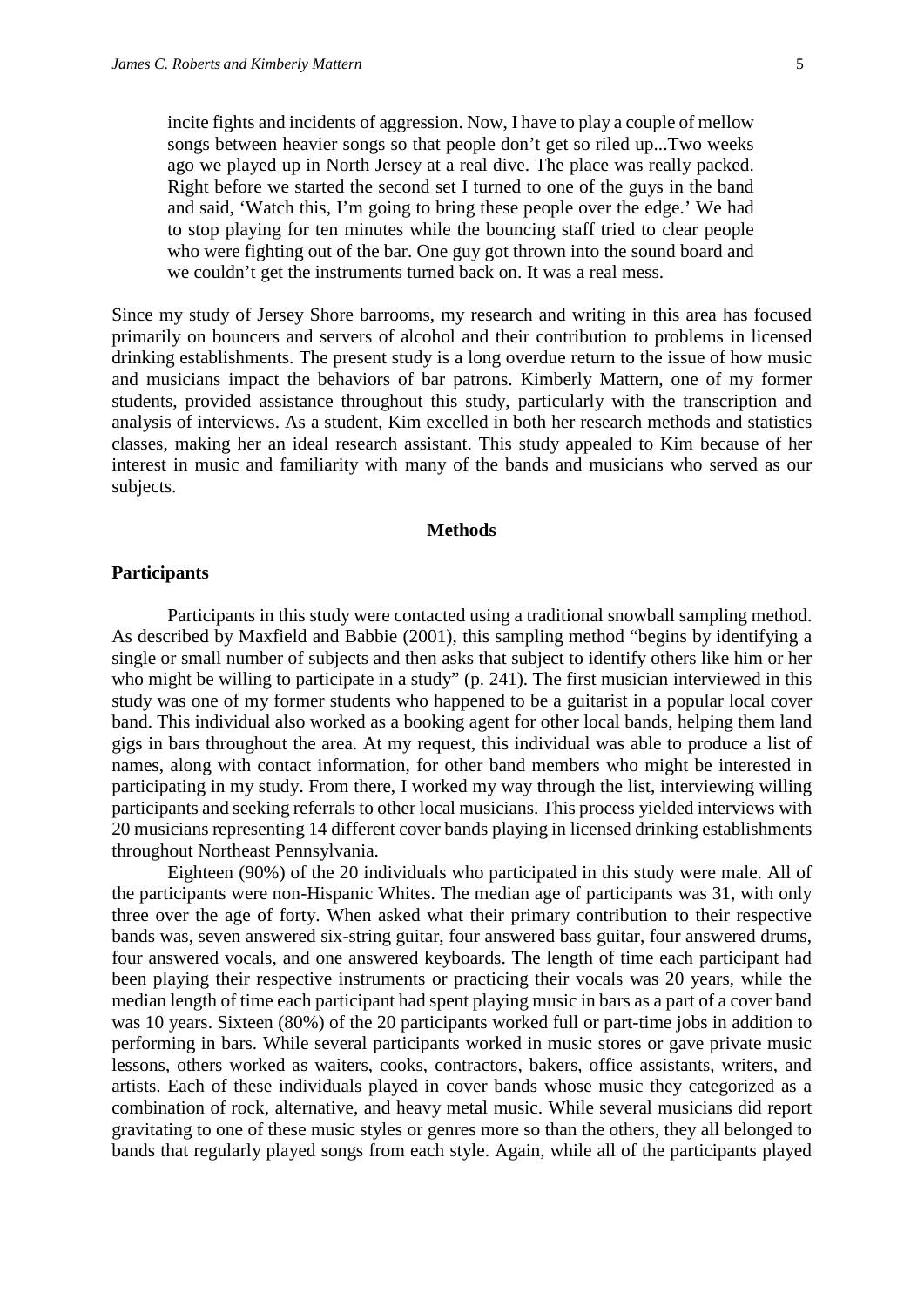> incite fights and incidents of aggression. Now, I have to play a couple of mellow songs between heavier songs so that people don't get so riled up...Two weeks ago we played up in North Jersey at a real dive. The place was really packed. Right before we started the second set I turned to one of the guys in the band and said, 'Watch this, I'm going to bring these people over the edge.' We had to stop playing for ten minutes while the bouncing staff tried to clear people who were fighting out of the bar. One guy got thrown into the sound board and we couldn't get the instruments turned back on. It was a real mess.

Since my study of Jersey Shore barrooms, my research and writing in this area has focused primarily on bouncers and servers of alcohol and their contribution to problems in licensed drinking establishments. The present study is a long overdue return to the issue of how music and musicians impact the behaviors of bar patrons. Kimberly Mattern, one of my former students, provided assistance throughout this study, particularly with the transcription and analysis of interviews. As a student, Kim excelled in both her research methods and statistics classes, making her an ideal research assistant. This study appealed to Kim because of her interest in music and familiarity with many of the bands and musicians who served as our subjects.

## Methods

### Participants

Participants in this study were contacted using a traditional snowball sampling method. As described by Maxfield and Babbie (2001), this sampling method "begins by identifying a single or small number of subjects and then asks that subject to identify others like him or her who might be willing to participate in a study" (p. 241). The first musician interviewed in this study was one of my former students who happened to be a guitarist in a popular local cover band. This individual also worked as a booking agent for other local bands, helping them land gigs in bars throughout the area. At my request, this individual was able to produce a list of names, along with contact information, for other band members who might be interested in participating in my study. From there, I worked my way through the list, interviewing willing participants and seeking referrals to other local musicians. This process yielded interviews with 20 musicians representing 14 different cover bands playing in licensed drinking establishments throughout Northeast Pennsylvania.

Eighteen (90%) of the 20 individuals who participated in this study were male. All of the participants were non-Hispanic Whites. The median age of participants was 31, with only three over the age of forty. When asked what their primary contribution to their respective bands was, seven answered six-string guitar, four answered bass guitar, four answered drums, four answered vocals, and one answered keyboards. The length of time each participant had been playing their respective instruments or practicing their vocals was 20 years, while the median length of time each participant had spent playing music in bars as a part of a cover band was 10 years. Sixteen (80%) of the 20 participants worked full or part-time jobs in addition to performing in bars. While several participants worked in music stores or gave private music lessons, others worked as waiters, cooks, contractors, bakers, office assistants, writers, and artists. Each of these individuals played in cover bands whose music they categorized as a combination of rock, alternative, and heavy metal music. While several musicians did report gravitating to one of these music styles or genres more so than the others, they all belonged to bands that regularly played songs from each style. Again, while all of the participants played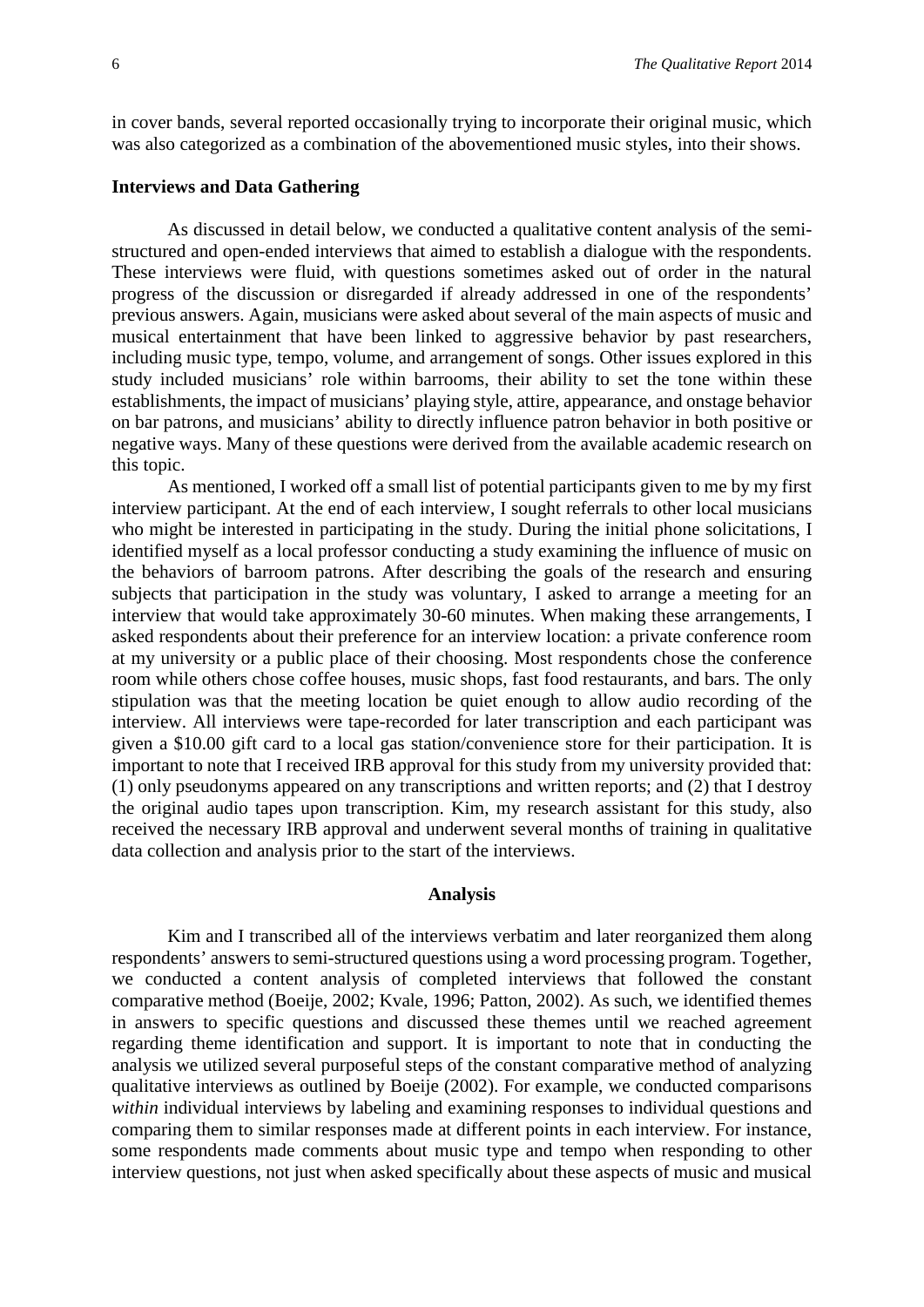in cover bands, several reported occasionally trying to incorporate their original music, which was also categorized as a combination of the abovementioned music styles, into their shows.

### Interviews and Data Gathering

As discussed in detail below, we conducted a qualitative content analysis of the semi-structured and open-ended interviews that aimed to establish a dialogue with the respondents. These interviews were fluid, with questions sometimes asked out of order in the natural progress of the discussion or disregarded if already addressed in one of the respondents' previous answers. Again, musicians were asked about several of the main aspects of music and musical entertainment that have been linked to aggressive behavior by past researchers, including music type, tempo, volume, and arrangement of songs. Other issues explored in this study included musicians' role within barrooms, their ability to set the tone within these establishments, the impact of musicians' playing style, attire, appearance, and onstage behavior on bar patrons, and musicians' ability to directly influence patron behavior in both positive or negative ways. Many of these questions were derived from the available academic research on this topic.

As mentioned, I worked off a small list of potential participants given to me by my first interview participant. At the end of each interview, I sought referrals to other local musicians who might be interested in participating in the study. During the initial phone solicitations, I identified myself as a local professor conducting a study examining the influence of music on the behaviors of barroom patrons. After describing the goals of the research and ensuring subjects that participation in the study was voluntary, I asked to arrange a meeting for an interview that would take approximately 30-60 minutes. When making these arrangements, I asked respondents about their preference for an interview location: a private conference room at my university or a public place of their choosing. Most respondents chose the conference room while others chose coffee houses, music shops, fast food restaurants, and bars. The only stipulation was that the meeting location be quiet enough to allow audio recording of the interview. All interviews were tape-recorded for later transcription and each participant was given a $10.00 gift card to a local gas station/convenience store for their participation. It is important to note that I received IRB approval for this study from my university provided that: (1) only pseudonyms appeared on any transcriptions and written reports; and (2) that I destroy the original audio tapes upon transcription. Kim, my research assistant for this study, also received the necessary IRB approval and underwent several months of training in qualitative data collection and analysis prior to the start of the interviews.

## Analysis

Kim and I transcribed all of the interviews verbatim and later reorganized them along respondents' answers to semi-structured questions using a word processing program. Together, we conducted a content analysis of completed interviews that followed the constant comparative method (Boeije, 2002; Kvale, 1996; Patton, 2002). As such, we identified themes in answers to specific questions and discussed these themes until we reached agreement regarding theme identification and support. It is important to note that in conducting the analysis we utilized several purposeful steps of the constant comparative method of analyzing qualitative interviews as outlined by Boeije (2002). For example, we conducted comparisons *within* individual interviews by labeling and examining responses to individual questions and comparing them to similar responses made at different points in each interview. For instance, some respondents made comments about music type and tempo when responding to other interview questions, not just when asked specifically about these aspects of music and musical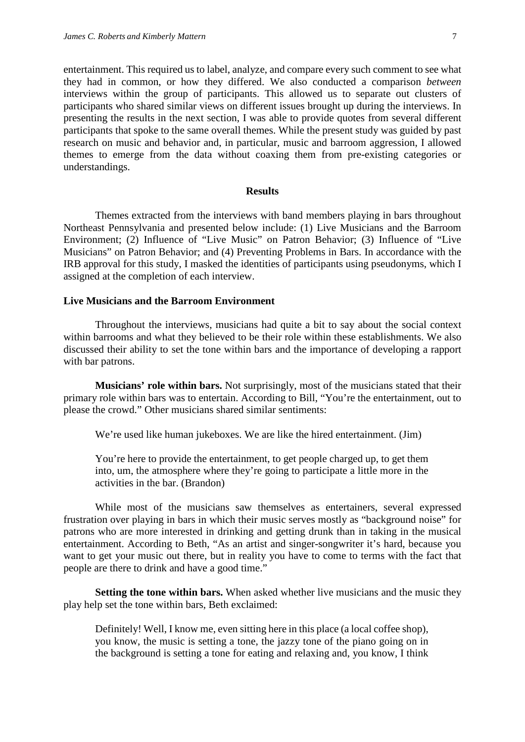entertainment. This required us to label, analyze, and compare every such comment to see what they had in common, or how they differed. We also conducted a comparison *between* interviews within the group of participants. This allowed us to separate out clusters of participants who shared similar views on different issues brought up during the interviews. In presenting the results in the next section, I was able to provide quotes from several different participants that spoke to the same overall themes. While the present study was guided by past research on music and behavior and, in particular, music and barroom aggression, I allowed themes to emerge from the data without coaxing them from pre-existing categories or understandings.

## Results

Themes extracted from the interviews with band members playing in bars throughout Northeast Pennsylvania and presented below include: (1) Live Musicians and the Barroom Environment; (2) Influence of "Live Music" on Patron Behavior; (3) Influence of "Live Musicians" on Patron Behavior; and (4) Preventing Problems in Bars. In accordance with the IRB approval for this study, I masked the identities of participants using pseudonyms, which I assigned at the completion of each interview.

### Live Musicians and the Barroom Environment

Throughout the interviews, musicians had quite a bit to say about the social context within barrooms and what they believed to be their role within these establishments. We also discussed their ability to set the tone within bars and the importance of developing a rapport with bar patrons.

**Musicians' role within bars.** Not surprisingly, most of the musicians stated that their primary role within bars was to entertain. According to Bill, "You're the entertainment, out to please the crowd." Other musicians shared similar sentiments:

> We're used like human jukeboxes. We are like the hired entertainment. (Jim)

> You're here to provide the entertainment, to get people charged up, to get them into, um, the atmosphere where they're going to participate a little more in the activities in the bar. (Brandon)

While most of the musicians saw themselves as entertainers, several expressed frustration over playing in bars in which their music serves mostly as "background noise" for patrons who are more interested in drinking and getting drunk than in taking in the musical entertainment. According to Beth, "As an artist and singer-songwriter it's hard, because you want to get your music out there, but in reality you have to come to terms with the fact that people are there to drink and have a good time."

**Setting the tone within bars.** When asked whether live musicians and the music they play help set the tone within bars, Beth exclaimed:

> Definitely! Well, I know me, even sitting here in this place (a local coffee shop), you know, the music is setting a tone, the jazzy tone of the piano going on in the background is setting a tone for eating and relaxing and, you know, I think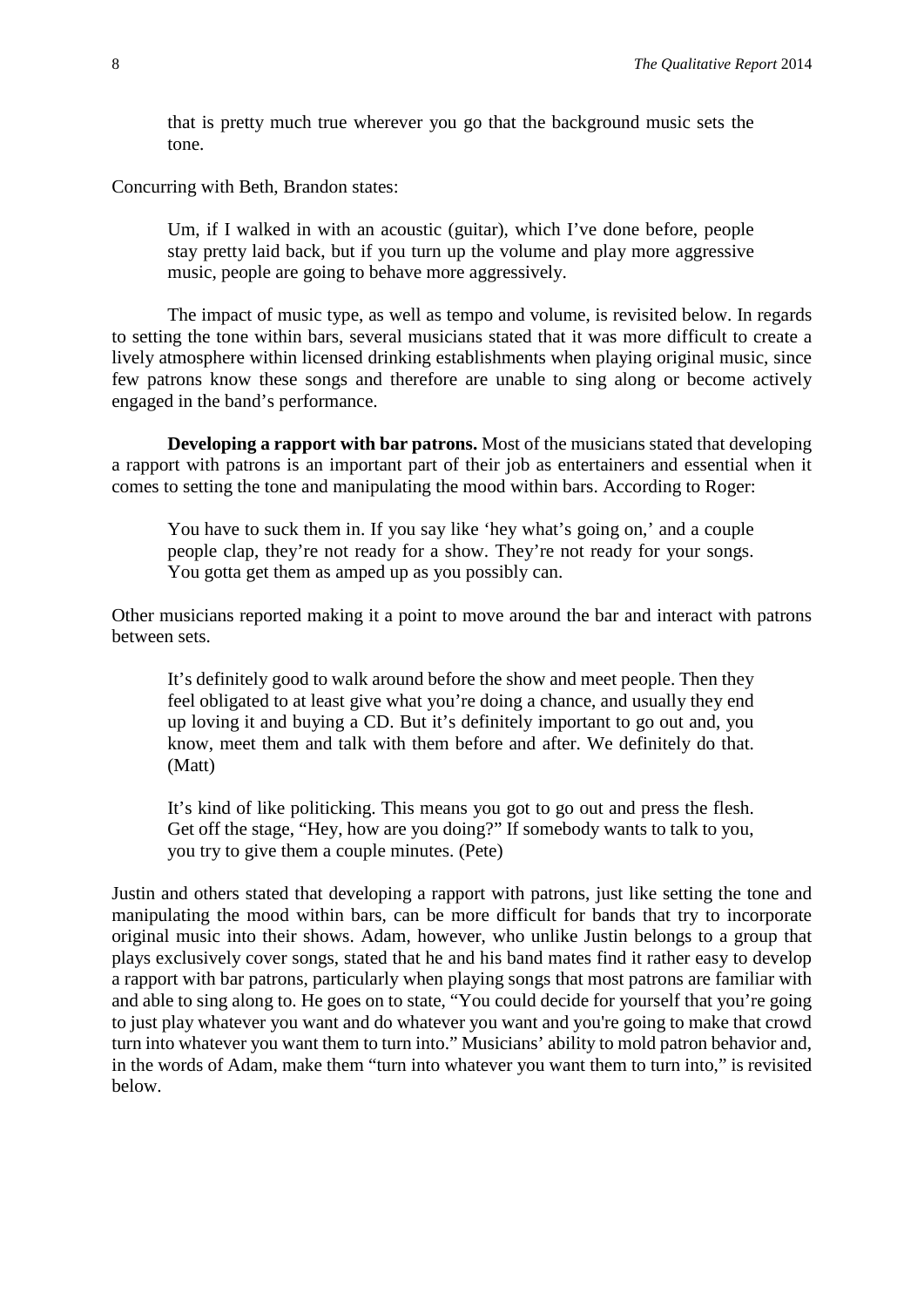> that is pretty much true wherever you go that the background music sets the tone.

Concurring with Beth, Brandon states:

> Um, if I walked in with an acoustic (guitar), which I've done before, people stay pretty laid back, but if you turn up the volume and play more aggressive music, people are going to behave more aggressively.

The impact of music type, as well as tempo and volume, is revisited below. In regards to setting the tone within bars, several musicians stated that it was more difficult to create a lively atmosphere within licensed drinking establishments when playing original music, since few patrons know these songs and therefore are unable to sing along or become actively engaged in the band's performance.

**Developing a rapport with bar patrons.** Most of the musicians stated that developing a rapport with patrons is an important part of their job as entertainers and essential when it comes to setting the tone and manipulating the mood within bars. According to Roger:

> You have to suck them in. If you say like 'hey what's going on,' and a couple people clap, they're not ready for a show. They're not ready for your songs. You gotta get them as amped up as you possibly can.

Other musicians reported making it a point to move around the bar and interact with patrons between sets.

> It's definitely good to walk around before the show and meet people. Then they feel obligated to at least give what you're doing a chance, and usually they end up loving it and buying a CD. But it's definitely important to go out and, you know, meet them and talk with them before and after. We definitely do that. (Matt)

> It's kind of like politicking. This means you got to go out and press the flesh. Get off the stage, "Hey, how are you doing?" If somebody wants to talk to you, you try to give them a couple minutes. (Pete)

Justin and others stated that developing a rapport with patrons, just like setting the tone and manipulating the mood within bars, can be more difficult for bands that try to incorporate original music into their shows. Adam, however, who unlike Justin belongs to a group that plays exclusively cover songs, stated that he and his band mates find it rather easy to develop a rapport with bar patrons, particularly when playing songs that most patrons are familiar with and able to sing along to. He goes on to state, "You could decide for yourself that you're going to just play whatever you want and do whatever you want and you're going to make that crowd turn into whatever you want them to turn into." Musicians' ability to mold patron behavior and, in the words of Adam, make them "turn into whatever you want them to turn into," is revisited below.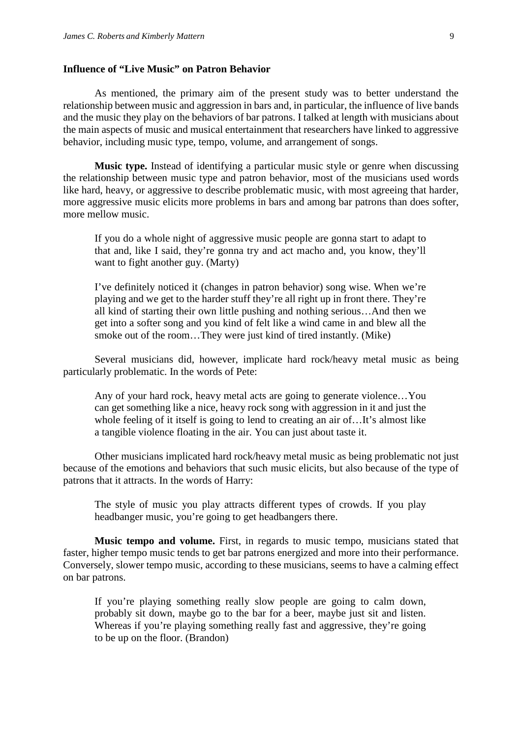### Influence of "Live Music" on Patron Behavior

As mentioned, the primary aim of the present study was to better understand the relationship between music and aggression in bars and, in particular, the influence of live bands and the music they play on the behaviors of bar patrons. I talked at length with musicians about the main aspects of music and musical entertainment that researchers have linked to aggressive behavior, including music type, tempo, volume, and arrangement of songs.

**Music type.** Instead of identifying a particular music style or genre when discussing the relationship between music type and patron behavior, most of the musicians used words like hard, heavy, or aggressive to describe problematic music, with most agreeing that harder, more aggressive music elicits more problems in bars and among bar patrons than does softer, more mellow music.

> If you do a whole night of aggressive music people are gonna start to adapt to that and, like I said, they're gonna try and act macho and, you know, they'll want to fight another guy. (Marty)

> I've definitely noticed it (changes in patron behavior) song wise. When we're playing and we get to the harder stuff they're all right up in front there. They're all kind of starting their own little pushing and nothing serious…And then we get into a softer song and you kind of felt like a wind came in and blew all the smoke out of the room…They were just kind of tired instantly. (Mike)

Several musicians did, however, implicate hard rock/heavy metal music as being particularly problematic. In the words of Pete:

> Any of your hard rock, heavy metal acts are going to generate violence…You can get something like a nice, heavy rock song with aggression in it and just the whole feeling of it itself is going to lend to creating an air of…It's almost like a tangible violence floating in the air. You can just about taste it.

Other musicians implicated hard rock/heavy metal music as being problematic not just because of the emotions and behaviors that such music elicits, but also because of the type of patrons that it attracts. In the words of Harry:

> The style of music you play attracts different types of crowds. If you play headbanger music, you're going to get headbangers there.

**Music tempo and volume.** First, in regards to music tempo, musicians stated that faster, higher tempo music tends to get bar patrons energized and more into their performance. Conversely, slower tempo music, according to these musicians, seems to have a calming effect on bar patrons.

> If you're playing something really slow people are going to calm down, probably sit down, maybe go to the bar for a beer, maybe just sit and listen. Whereas if you're playing something really fast and aggressive, they're going to be up on the floor. (Brandon)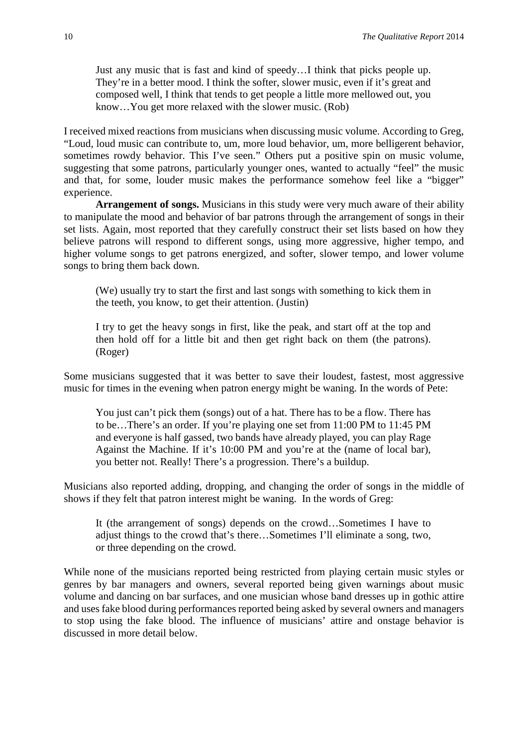> Just any music that is fast and kind of speedy…I think that picks people up. They're in a better mood. I think the softer, slower music, even if it's great and composed well, I think that tends to get people a little more mellowed out, you know…You get more relaxed with the slower music. (Rob)

I received mixed reactions from musicians when discussing music volume. According to Greg, "Loud, loud music can contribute to, um, more loud behavior, um, more belligerent behavior, sometimes rowdy behavior. This I've seen." Others put a positive spin on music volume, suggesting that some patrons, particularly younger ones, wanted to actually "feel" the music and that, for some, louder music makes the performance somehow feel like a "bigger" experience.

**Arrangement of songs.** Musicians in this study were very much aware of their ability to manipulate the mood and behavior of bar patrons through the arrangement of songs in their set lists. Again, most reported that they carefully construct their set lists based on how they believe patrons will respond to different songs, using more aggressive, higher tempo, and higher volume songs to get patrons energized, and softer, slower tempo, and lower volume songs to bring them back down.

> (We) usually try to start the first and last songs with something to kick them in the teeth, you know, to get their attention. (Justin)

> I try to get the heavy songs in first, like the peak, and start off at the top and then hold off for a little bit and then get right back on them (the patrons). (Roger)

Some musicians suggested that it was better to save their loudest, fastest, most aggressive music for times in the evening when patron energy might be waning. In the words of Pete:

> You just can't pick them (songs) out of a hat. There has to be a flow. There has to be…There's an order. If you're playing one set from 11:00 PM to 11:45 PM and everyone is half gassed, two bands have already played, you can play Rage Against the Machine. If it's 10:00 PM and you're at the (name of local bar), you better not. Really! There's a progression. There's a buildup.

Musicians also reported adding, dropping, and changing the order of songs in the middle of shows if they felt that patron interest might be waning. In the words of Greg:

> It (the arrangement of songs) depends on the crowd…Sometimes I have to adjust things to the crowd that's there…Sometimes I'll eliminate a song, two, or three depending on the crowd.

While none of the musicians reported being restricted from playing certain music styles or genres by bar managers and owners, several reported being given warnings about music volume and dancing on bar surfaces, and one musician whose band dresses up in gothic attire and uses fake blood during performances reported being asked by several owners and managers to stop using the fake blood. The influence of musicians' attire and onstage behavior is discussed in more detail below.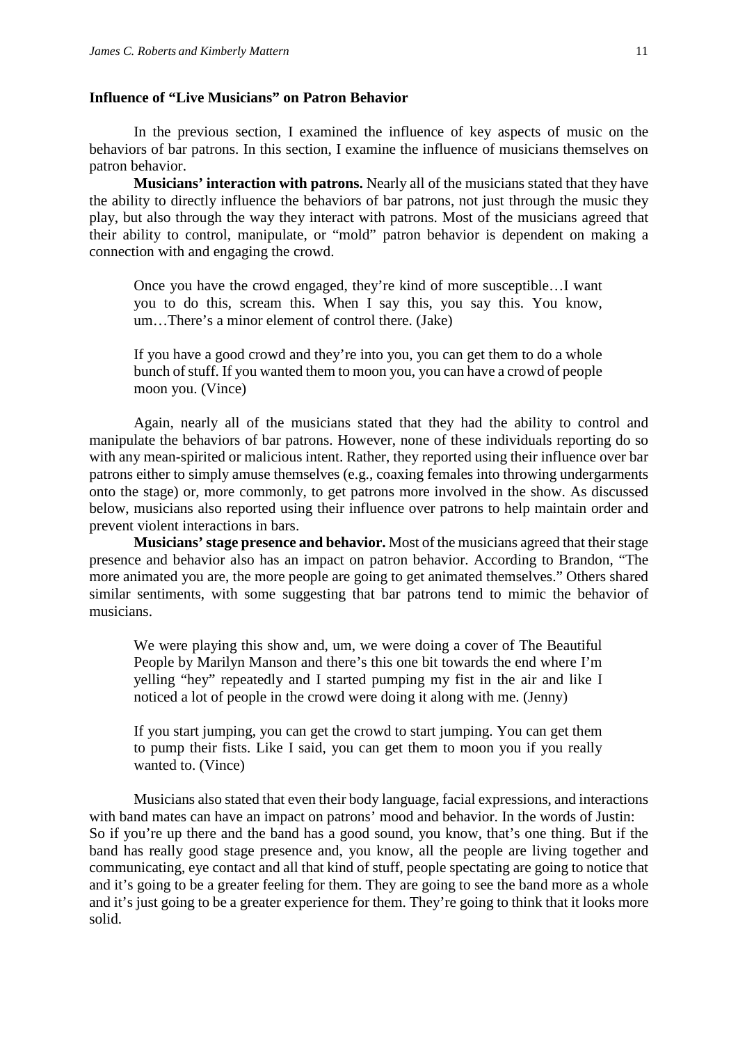**Influence of "Live Musicians" on Patron Behavior**

In the previous section, I examined the influence of key aspects of music on the behaviors of bar patrons. In this section, I examine the influence of musicians themselves on patron behavior.

**Musicians' interaction with patrons.** Nearly all of the musicians stated that they have the ability to directly influence the behaviors of bar patrons, not just through the music they play, but also through the way they interact with patrons. Most of the musicians agreed that their ability to control, manipulate, or "mold" patron behavior is dependent on making a connection with and engaging the crowd.

> Once you have the crowd engaged, they're kind of more susceptible…I want you to do this, scream this. When I say this, you say this. You know, um…There's a minor element of control there. (Jake)

> If you have a good crowd and they're into you, you can get them to do a whole bunch of stuff. If you wanted them to moon you, you can have a crowd of people moon you. (Vince)

Again, nearly all of the musicians stated that they had the ability to control and manipulate the behaviors of bar patrons. However, none of these individuals reporting do so with any mean-spirited or malicious intent. Rather, they reported using their influence over bar patrons either to simply amuse themselves (e.g., coaxing females into throwing undergarments onto the stage) or, more commonly, to get patrons more involved in the show. As discussed below, musicians also reported using their influence over patrons to help maintain order and prevent violent interactions in bars.

**Musicians' stage presence and behavior.** Most of the musicians agreed that their stage presence and behavior also has an impact on patron behavior. According to Brandon, "The more animated you are, the more people are going to get animated themselves." Others shared similar sentiments, with some suggesting that bar patrons tend to mimic the behavior of musicians.

> We were playing this show and, um, we were doing a cover of The Beautiful People by Marilyn Manson and there's this one bit towards the end where I'm yelling "hey" repeatedly and I started pumping my fist in the air and like I noticed a lot of people in the crowd were doing it along with me. (Jenny)

> If you start jumping, you can get the crowd to start jumping. You can get them to pump their fists. Like I said, you can get them to moon you if you really wanted to. (Vince)

Musicians also stated that even their body language, facial expressions, and interactions with band mates can have an impact on patrons' mood and behavior. In the words of Justin:
So if you're up there and the band has a good sound, you know, that's one thing. But if the band has really good stage presence and, you know, all the people are living together and communicating, eye contact and all that kind of stuff, people spectating are going to notice that and it's going to be a greater feeling for them. They are going to see the band more as a whole and it's just going to be a greater experience for them. They're going to think that it looks more solid.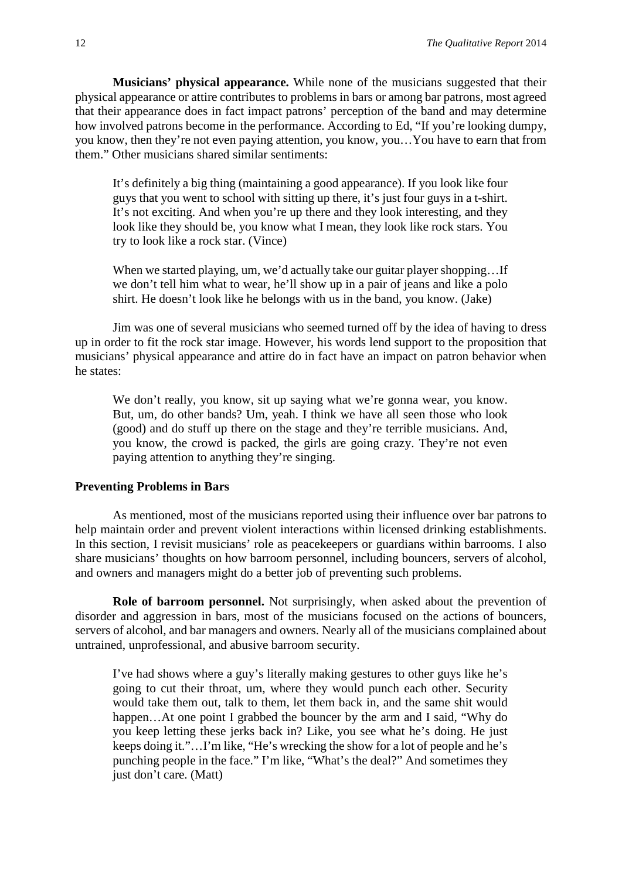**Musicians' physical appearance.** While none of the musicians suggested that their physical appearance or attire contributes to problems in bars or among bar patrons, most agreed that their appearance does in fact impact patrons' perception of the band and may determine how involved patrons become in the performance. According to Ed, "If you're looking dumpy, you know, then they're not even paying attention, you know, you…You have to earn that from them." Other musicians shared similar sentiments:

> It's definitely a big thing (maintaining a good appearance). If you look like four guys that you went to school with sitting up there, it's just four guys in a t-shirt. It's not exciting. And when you're up there and they look interesting, and they look like they should be, you know what I mean, they look like rock stars. You try to look like a rock star. (Vince)

> When we started playing, um, we'd actually take our guitar player shopping…If we don't tell him what to wear, he'll show up in a pair of jeans and like a polo shirt. He doesn't look like he belongs with us in the band, you know. (Jake)

Jim was one of several musicians who seemed turned off by the idea of having to dress up in order to fit the rock star image. However, his words lend support to the proposition that musicians' physical appearance and attire do in fact have an impact on patron behavior when he states:

> We don't really, you know, sit up saying what we're gonna wear, you know. But, um, do other bands? Um, yeah. I think we have all seen those who look (good) and do stuff up there on the stage and they're terrible musicians. And, you know, the crowd is packed, the girls are going crazy. They're not even paying attention to anything they're singing.

## Preventing Problems in Bars

As mentioned, most of the musicians reported using their influence over bar patrons to help maintain order and prevent violent interactions within licensed drinking establishments. In this section, I revisit musicians' role as peacekeepers or guardians within barrooms. I also share musicians' thoughts on how barroom personnel, including bouncers, servers of alcohol, and owners and managers might do a better job of preventing such problems.

**Role of barroom personnel.** Not surprisingly, when asked about the prevention of disorder and aggression in bars, most of the musicians focused on the actions of bouncers, servers of alcohol, and bar managers and owners. Nearly all of the musicians complained about untrained, unprofessional, and abusive barroom security.

> I've had shows where a guy's literally making gestures to other guys like he's going to cut their throat, um, where they would punch each other. Security would take them out, talk to them, let them back in, and the same shit would happen…At one point I grabbed the bouncer by the arm and I said, "Why do you keep letting these jerks back in? Like, you see what he's doing. He just keeps doing it."…I'm like, "He's wrecking the show for a lot of people and he's punching people in the face." I'm like, "What's the deal?" And sometimes they just don't care. (Matt)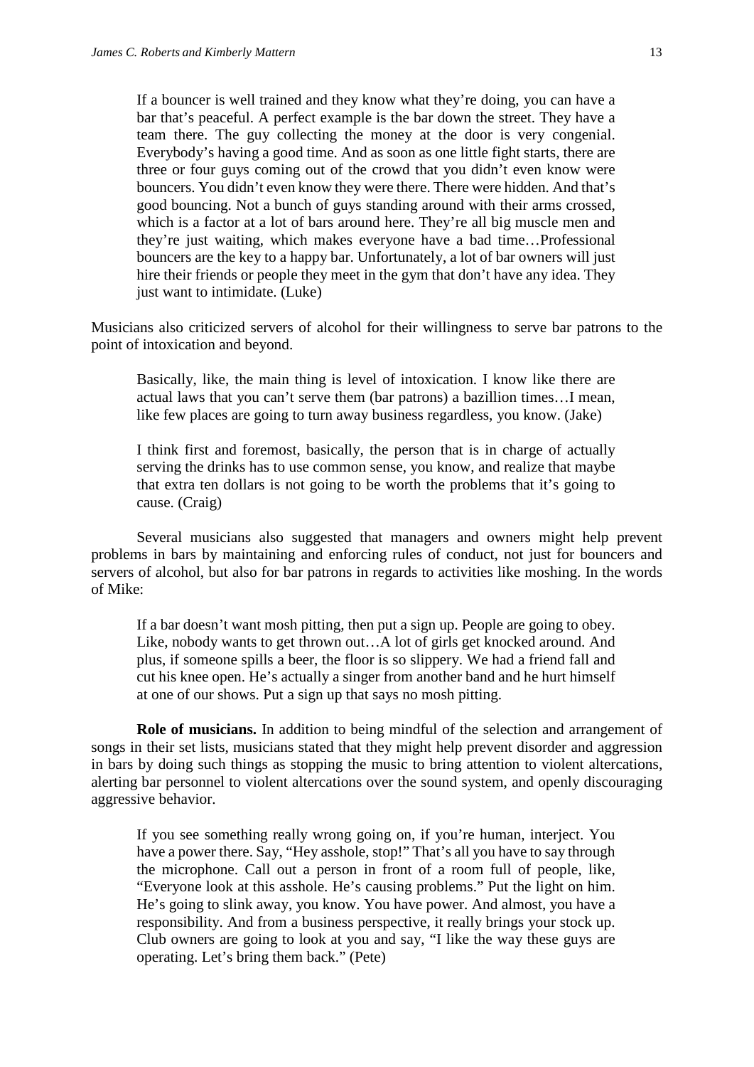> If a bouncer is well trained and they know what they're doing, you can have a bar that's peaceful. A perfect example is the bar down the street. They have a team there. The guy collecting the money at the door is very congenial. Everybody's having a good time. And as soon as one little fight starts, there are three or four guys coming out of the crowd that you didn't even know were bouncers. You didn't even know they were there. There were hidden. And that's good bouncing. Not a bunch of guys standing around with their arms crossed, which is a factor at a lot of bars around here. They're all big muscle men and they're just waiting, which makes everyone have a bad time…Professional bouncers are the key to a happy bar. Unfortunately, a lot of bar owners will just hire their friends or people they meet in the gym that don't have any idea. They just want to intimidate. (Luke)

Musicians also criticized servers of alcohol for their willingness to serve bar patrons to the point of intoxication and beyond.

> Basically, like, the main thing is level of intoxication. I know like there are actual laws that you can't serve them (bar patrons) a bazillion times…I mean, like few places are going to turn away business regardless, you know. (Jake)

> I think first and foremost, basically, the person that is in charge of actually serving the drinks has to use common sense, you know, and realize that maybe that extra ten dollars is not going to be worth the problems that it's going to cause. (Craig)

Several musicians also suggested that managers and owners might help prevent problems in bars by maintaining and enforcing rules of conduct, not just for bouncers and servers of alcohol, but also for bar patrons in regards to activities like moshing. In the words of Mike:

> If a bar doesn't want mosh pitting, then put a sign up. People are going to obey. Like, nobody wants to get thrown out…A lot of girls get knocked around. And plus, if someone spills a beer, the floor is so slippery. We had a friend fall and cut his knee open. He's actually a singer from another band and he hurt himself at one of our shows. Put a sign up that says no mosh pitting.

**Role of musicians.** In addition to being mindful of the selection and arrangement of songs in their set lists, musicians stated that they might help prevent disorder and aggression in bars by doing such things as stopping the music to bring attention to violent altercations, alerting bar personnel to violent altercations over the sound system, and openly discouraging aggressive behavior.

> If you see something really wrong going on, if you're human, interject. You have a power there. Say, "Hey asshole, stop!" That's all you have to say through the microphone. Call out a person in front of a room full of people, like, "Everyone look at this asshole. He's causing problems." Put the light on him. He's going to slink away, you know. You have power. And almost, you have a responsibility. And from a business perspective, it really brings your stock up. Club owners are going to look at you and say, "I like the way these guys are operating. Let's bring them back." (Pete)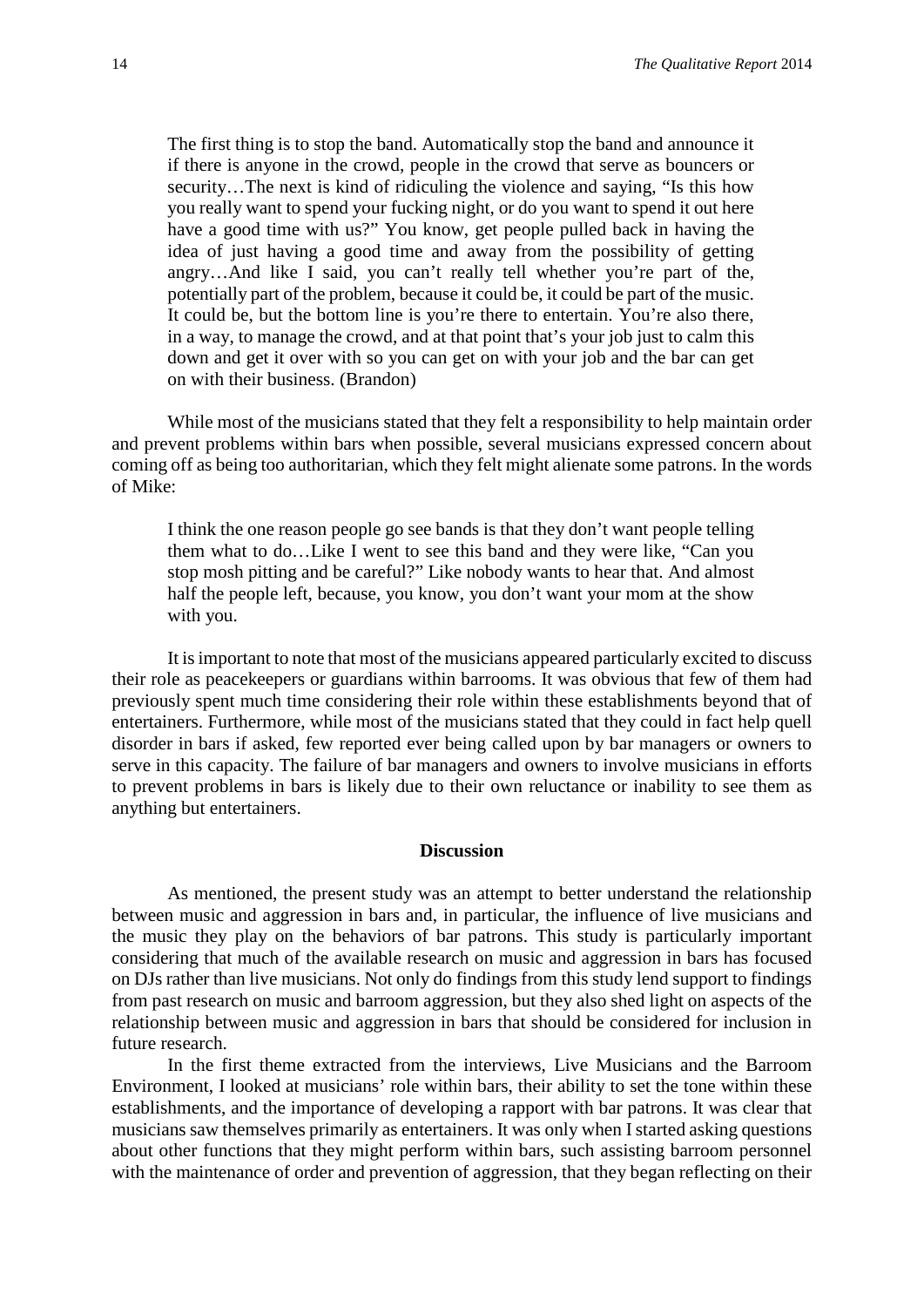> The first thing is to stop the band. Automatically stop the band and announce it if there is anyone in the crowd, people in the crowd that serve as bouncers or security…The next is kind of ridiculing the violence and saying, "Is this how you really want to spend your fucking night, or do you want to spend it out here have a good time with us?" You know, get people pulled back in having the idea of just having a good time and away from the possibility of getting angry…And like I said, you can't really tell whether you're part of the, potentially part of the problem, because it could be, it could be part of the music. It could be, but the bottom line is you're there to entertain. You're also there, in a way, to manage the crowd, and at that point that's your job just to calm this down and get it over with so you can get on with your job and the bar can get on with their business. (Brandon)

While most of the musicians stated that they felt a responsibility to help maintain order and prevent problems within bars when possible, several musicians expressed concern about coming off as being too authoritarian, which they felt might alienate some patrons. In the words of Mike:

> I think the one reason people go see bands is that they don't want people telling them what to do…Like I went to see this band and they were like, "Can you stop mosh pitting and be careful?" Like nobody wants to hear that. And almost half the people left, because, you know, you don't want your mom at the show with you.

It is important to note that most of the musicians appeared particularly excited to discuss their role as peacekeepers or guardians within barrooms. It was obvious that few of them had previously spent much time considering their role within these establishments beyond that of entertainers. Furthermore, while most of the musicians stated that they could in fact help quell disorder in bars if asked, few reported ever being called upon by bar managers or owners to serve in this capacity. The failure of bar managers and owners to involve musicians in efforts to prevent problems in bars is likely due to their own reluctance or inability to see them as anything but entertainers.

## Discussion

As mentioned, the present study was an attempt to better understand the relationship between music and aggression in bars and, in particular, the influence of live musicians and the music they play on the behaviors of bar patrons. This study is particularly important considering that much of the available research on music and aggression in bars has focused on DJs rather than live musicians. Not only do findings from this study lend support to findings from past research on music and barroom aggression, but they also shed light on aspects of the relationship between music and aggression in bars that should be considered for inclusion in future research.

In the first theme extracted from the interviews, Live Musicians and the Barroom Environment, I looked at musicians' role within bars, their ability to set the tone within these establishments, and the importance of developing a rapport with bar patrons. It was clear that musicians saw themselves primarily as entertainers. It was only when I started asking questions about other functions that they might perform within bars, such assisting barroom personnel with the maintenance of order and prevention of aggression, that they began reflecting on their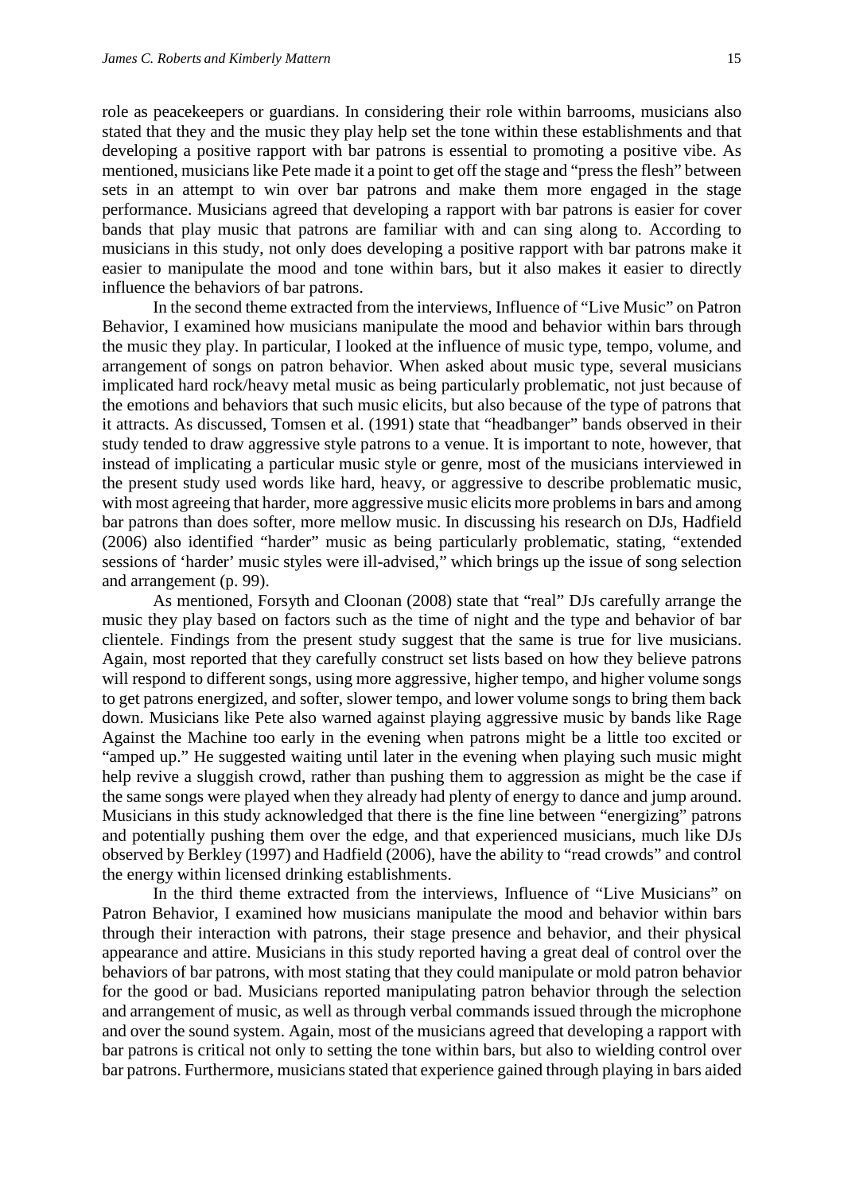role as peacekeepers or guardians. In considering their role within barrooms, musicians also stated that they and the music they play help set the tone within these establishments and that developing a positive rapport with bar patrons is essential to promoting a positive vibe. As mentioned, musicians like Pete made it a point to get off the stage and "press the flesh" between sets in an attempt to win over bar patrons and make them more engaged in the stage performance. Musicians agreed that developing a rapport with bar patrons is easier for cover bands that play music that patrons are familiar with and can sing along to. According to musicians in this study, not only does developing a positive rapport with bar patrons make it easier to manipulate the mood and tone within bars, but it also makes it easier to directly influence the behaviors of bar patrons.

In the second theme extracted from the interviews, Influence of "Live Music" on Patron Behavior, I examined how musicians manipulate the mood and behavior within bars through the music they play. In particular, I looked at the influence of music type, tempo, volume, and arrangement of songs on patron behavior. When asked about music type, several musicians implicated hard rock/heavy metal music as being particularly problematic, not just because of the emotions and behaviors that such music elicits, but also because of the type of patrons that it attracts. As discussed, Tomsen et al. (1991) state that "headbanger" bands observed in their study tended to draw aggressive style patrons to a venue. It is important to note, however, that instead of implicating a particular music style or genre, most of the musicians interviewed in the present study used words like hard, heavy, or aggressive to describe problematic music, with most agreeing that harder, more aggressive music elicits more problems in bars and among bar patrons than does softer, more mellow music. In discussing his research on DJs, Hadfield (2006) also identified "harder" music as being particularly problematic, stating, "extended sessions of 'harder' music styles were ill-advised," which brings up the issue of song selection and arrangement (p. 99).

As mentioned, Forsyth and Cloonan (2008) state that "real" DJs carefully arrange the music they play based on factors such as the time of night and the type and behavior of bar clientele. Findings from the present study suggest that the same is true for live musicians. Again, most reported that they carefully construct set lists based on how they believe patrons will respond to different songs, using more aggressive, higher tempo, and higher volume songs to get patrons energized, and softer, slower tempo, and lower volume songs to bring them back down. Musicians like Pete also warned against playing aggressive music by bands like Rage Against the Machine too early in the evening when patrons might be a little too excited or "amped up." He suggested waiting until later in the evening when playing such music might help revive a sluggish crowd, rather than pushing them to aggression as might be the case if the same songs were played when they already had plenty of energy to dance and jump around. Musicians in this study acknowledged that there is the fine line between "energizing" patrons and potentially pushing them over the edge, and that experienced musicians, much like DJs observed by Berkley (1997) and Hadfield (2006), have the ability to "read crowds" and control the energy within licensed drinking establishments.

In the third theme extracted from the interviews, Influence of "Live Musicians" on Patron Behavior, I examined how musicians manipulate the mood and behavior within bars through their interaction with patrons, their stage presence and behavior, and their physical appearance and attire. Musicians in this study reported having a great deal of control over the behaviors of bar patrons, with most stating that they could manipulate or mold patron behavior for the good or bad. Musicians reported manipulating patron behavior through the selection and arrangement of music, as well as through verbal commands issued through the microphone and over the sound system. Again, most of the musicians agreed that developing a rapport with bar patrons is critical not only to setting the tone within bars, but also to wielding control over bar patrons. Furthermore, musicians stated that experience gained through playing in bars aided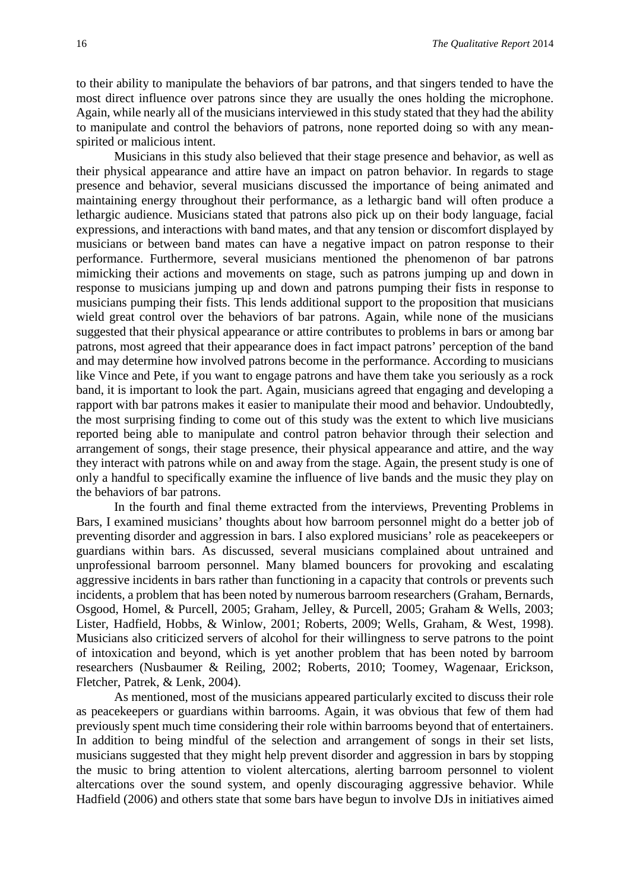to their ability to manipulate the behaviors of bar patrons, and that singers tended to have the most direct influence over patrons since they are usually the ones holding the microphone. Again, while nearly all of the musicians interviewed in this study stated that they had the ability to manipulate and control the behaviors of patrons, none reported doing so with any mean-spirited or malicious intent.

Musicians in this study also believed that their stage presence and behavior, as well as their physical appearance and attire have an impact on patron behavior. In regards to stage presence and behavior, several musicians discussed the importance of being animated and maintaining energy throughout their performance, as a lethargic band will often produce a lethargic audience. Musicians stated that patrons also pick up on their body language, facial expressions, and interactions with band mates, and that any tension or discomfort displayed by musicians or between band mates can have a negative impact on patron response to their performance. Furthermore, several musicians mentioned the phenomenon of bar patrons mimicking their actions and movements on stage, such as patrons jumping up and down in response to musicians jumping up and down and patrons pumping their fists in response to musicians pumping their fists. This lends additional support to the proposition that musicians wield great control over the behaviors of bar patrons. Again, while none of the musicians suggested that their physical appearance or attire contributes to problems in bars or among bar patrons, most agreed that their appearance does in fact impact patrons' perception of the band and may determine how involved patrons become in the performance. According to musicians like Vince and Pete, if you want to engage patrons and have them take you seriously as a rock band, it is important to look the part. Again, musicians agreed that engaging and developing a rapport with bar patrons makes it easier to manipulate their mood and behavior. Undoubtedly, the most surprising finding to come out of this study was the extent to which live musicians reported being able to manipulate and control patron behavior through their selection and arrangement of songs, their stage presence, their physical appearance and attire, and the way they interact with patrons while on and away from the stage. Again, the present study is one of only a handful to specifically examine the influence of live bands and the music they play on the behaviors of bar patrons.

In the fourth and final theme extracted from the interviews, Preventing Problems in Bars, I examined musicians' thoughts about how barroom personnel might do a better job of preventing disorder and aggression in bars. I also explored musicians' role as peacekeepers or guardians within bars. As discussed, several musicians complained about untrained and unprofessional barroom personnel. Many blamed bouncers for provoking and escalating aggressive incidents in bars rather than functioning in a capacity that controls or prevents such incidents, a problem that has been noted by numerous barroom researchers (Graham, Bernards, Osgood, Homel, & Purcell, 2005; Graham, Jelley, & Purcell, 2005; Graham & Wells, 2003; Lister, Hadfield, Hobbs, & Winlow, 2001; Roberts, 2009; Wells, Graham, & West, 1998). Musicians also criticized servers of alcohol for their willingness to serve patrons to the point of intoxication and beyond, which is yet another problem that has been noted by barroom researchers (Nusbaumer & Reiling, 2002; Roberts, 2010; Toomey, Wagenaar, Erickson, Fletcher, Patrek, & Lenk, 2004).

As mentioned, most of the musicians appeared particularly excited to discuss their role as peacekeepers or guardians within barrooms. Again, it was obvious that few of them had previously spent much time considering their role within barrooms beyond that of entertainers. In addition to being mindful of the selection and arrangement of songs in their set lists, musicians suggested that they might help prevent disorder and aggression in bars by stopping the music to bring attention to violent altercations, alerting barroom personnel to violent altercations over the sound system, and openly discouraging aggressive behavior. While Hadfield (2006) and others state that some bars have begun to involve DJs in initiatives aimed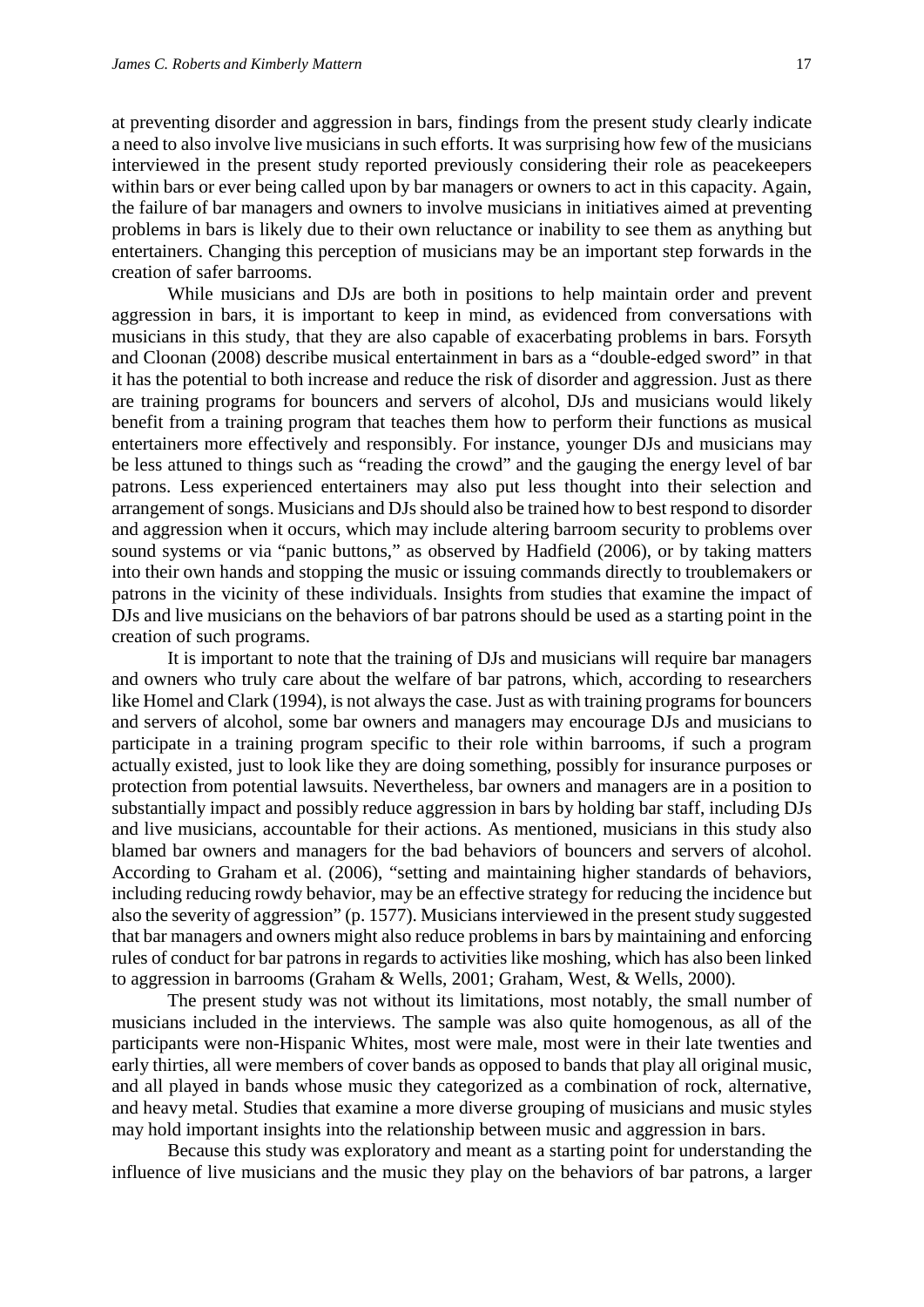at preventing disorder and aggression in bars, findings from the present study clearly indicate a need to also involve live musicians in such efforts. It was surprising how few of the musicians interviewed in the present study reported previously considering their role as peacekeepers within bars or ever being called upon by bar managers or owners to act in this capacity. Again, the failure of bar managers and owners to involve musicians in initiatives aimed at preventing problems in bars is likely due to their own reluctance or inability to see them as anything but entertainers. Changing this perception of musicians may be an important step forwards in the creation of safer barrooms.

While musicians and DJs are both in positions to help maintain order and prevent aggression in bars, it is important to keep in mind, as evidenced from conversations with musicians in this study, that they are also capable of exacerbating problems in bars. Forsyth and Cloonan (2008) describe musical entertainment in bars as a "double-edged sword" in that it has the potential to both increase and reduce the risk of disorder and aggression. Just as there are training programs for bouncers and servers of alcohol, DJs and musicians would likely benefit from a training program that teaches them how to perform their functions as musical entertainers more effectively and responsibly. For instance, younger DJs and musicians may be less attuned to things such as "reading the crowd" and the gauging the energy level of bar patrons. Less experienced entertainers may also put less thought into their selection and arrangement of songs. Musicians and DJs should also be trained how to best respond to disorder and aggression when it occurs, which may include altering barroom security to problems over sound systems or via "panic buttons," as observed by Hadfield (2006), or by taking matters into their own hands and stopping the music or issuing commands directly to troublemakers or patrons in the vicinity of these individuals. Insights from studies that examine the impact of DJs and live musicians on the behaviors of bar patrons should be used as a starting point in the creation of such programs.

It is important to note that the training of DJs and musicians will require bar managers and owners who truly care about the welfare of bar patrons, which, according to researchers like Homel and Clark (1994), is not always the case. Just as with training programs for bouncers and servers of alcohol, some bar owners and managers may encourage DJs and musicians to participate in a training program specific to their role within barrooms, if such a program actually existed, just to look like they are doing something, possibly for insurance purposes or protection from potential lawsuits. Nevertheless, bar owners and managers are in a position to substantially impact and possibly reduce aggression in bars by holding bar staff, including DJs and live musicians, accountable for their actions. As mentioned, musicians in this study also blamed bar owners and managers for the bad behaviors of bouncers and servers of alcohol. According to Graham et al. (2006), "setting and maintaining higher standards of behaviors, including reducing rowdy behavior, may be an effective strategy for reducing the incidence but also the severity of aggression" (p. 1577). Musicians interviewed in the present study suggested that bar managers and owners might also reduce problems in bars by maintaining and enforcing rules of conduct for bar patrons in regards to activities like moshing, which has also been linked to aggression in barrooms (Graham & Wells, 2001; Graham, West, & Wells, 2000).

The present study was not without its limitations, most notably, the small number of musicians included in the interviews. The sample was also quite homogenous, as all of the participants were non-Hispanic Whites, most were male, most were in their late twenties and early thirties, all were members of cover bands as opposed to bands that play all original music, and all played in bands whose music they categorized as a combination of rock, alternative, and heavy metal. Studies that examine a more diverse grouping of musicians and music styles may hold important insights into the relationship between music and aggression in bars.

Because this study was exploratory and meant as a starting point for understanding the influence of live musicians and the music they play on the behaviors of bar patrons, a larger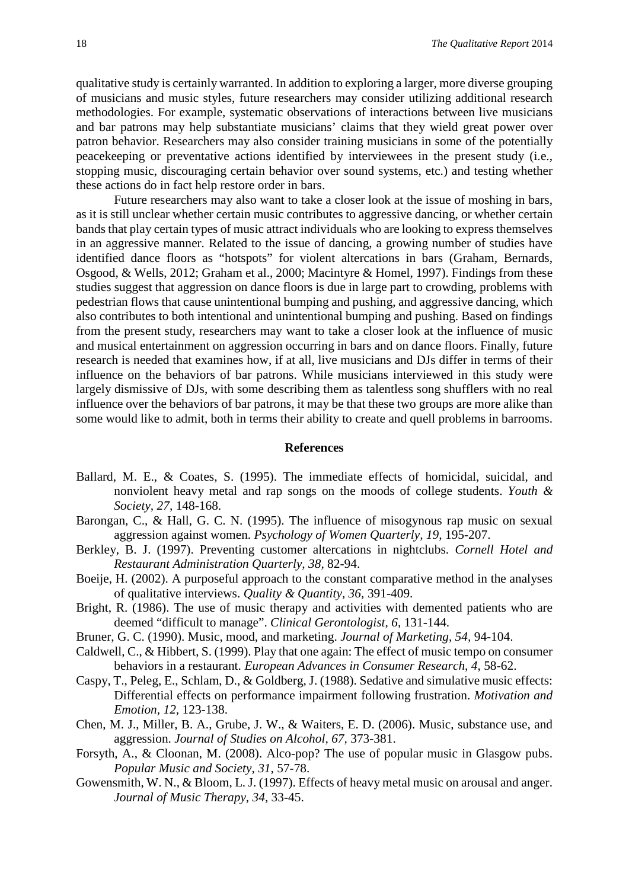qualitative study is certainly warranted. In addition to exploring a larger, more diverse grouping of musicians and music styles, future researchers may consider utilizing additional research methodologies. For example, systematic observations of interactions between live musicians and bar patrons may help substantiate musicians' claims that they wield great power over patron behavior. Researchers may also consider training musicians in some of the potentially peacekeeping or preventative actions identified by interviewees in the present study (i.e., stopping music, discouraging certain behavior over sound systems, etc.) and testing whether these actions do in fact help restore order in bars.

Future researchers may also want to take a closer look at the issue of moshing in bars, as it is still unclear whether certain music contributes to aggressive dancing, or whether certain bands that play certain types of music attract individuals who are looking to express themselves in an aggressive manner. Related to the issue of dancing, a growing number of studies have identified dance floors as "hotspots" for violent altercations in bars (Graham, Bernards, Osgood, & Wells, 2012; Graham et al., 2000; Macintyre & Homel, 1997). Findings from these studies suggest that aggression on dance floors is due in large part to crowding, problems with pedestrian flows that cause unintentional bumping and pushing, and aggressive dancing, which also contributes to both intentional and unintentional bumping and pushing. Based on findings from the present study, researchers may want to take a closer look at the influence of music and musical entertainment on aggression occurring in bars and on dance floors. Finally, future research is needed that examines how, if at all, live musicians and DJs differ in terms of their influence on the behaviors of bar patrons. While musicians interviewed in this study were largely dismissive of DJs, with some describing them as talentless song shufflers with no real influence over the behaviors of bar patrons, it may be that these two groups are more alike than some would like to admit, both in terms their ability to create and quell problems in barrooms.

## References

Ballard, M. E., & Coates, S. (1995). The immediate effects of homicidal, suicidal, and nonviolent heavy metal and rap songs on the moods of college students. *Youth & Society, 27*, 148-168.

Barongan, C., & Hall, G. C. N. (1995). The influence of misogynous rap music on sexual aggression against women. *Psychology of Women Quarterly, 19*, 195-207.

Berkley, B. J. (1997). Preventing customer altercations in nightclubs. *Cornell Hotel and Restaurant Administration Quarterly, 38*, 82-94.

Boeije, H. (2002). A purposeful approach to the constant comparative method in the analyses of qualitative interviews. *Quality & Quantity, 36*, 391-409.

Bright, R. (1986). The use of music therapy and activities with demented patients who are deemed "difficult to manage". *Clinical Gerontologist, 6*, 131-144.

Bruner, G. C. (1990). Music, mood, and marketing. *Journal of Marketing, 54*, 94-104.

Caldwell, C., & Hibbert, S. (1999). Play that one again: The effect of music tempo on consumer behaviors in a restaurant. *European Advances in Consumer Research, 4*, 58-62.

Caspy, T., Peleg, E., Schlam, D., & Goldberg, J. (1988). Sedative and simulative music effects: Differential effects on performance impairment following frustration. *Motivation and Emotion, 12*, 123-138.

Chen, M. J., Miller, B. A., Grube, J. W., & Waiters, E. D. (2006). Music, substance use, and aggression. *Journal of Studies on Alcohol, 67*, 373-381.

Forsyth, A., & Cloonan, M. (2008). Alco-pop? The use of popular music in Glasgow pubs. *Popular Music and Society, 31*, 57-78.

Gowensmith, W. N., & Bloom, L. J. (1997). Effects of heavy metal music on arousal and anger. *Journal of Music Therapy, 34*, 33-45.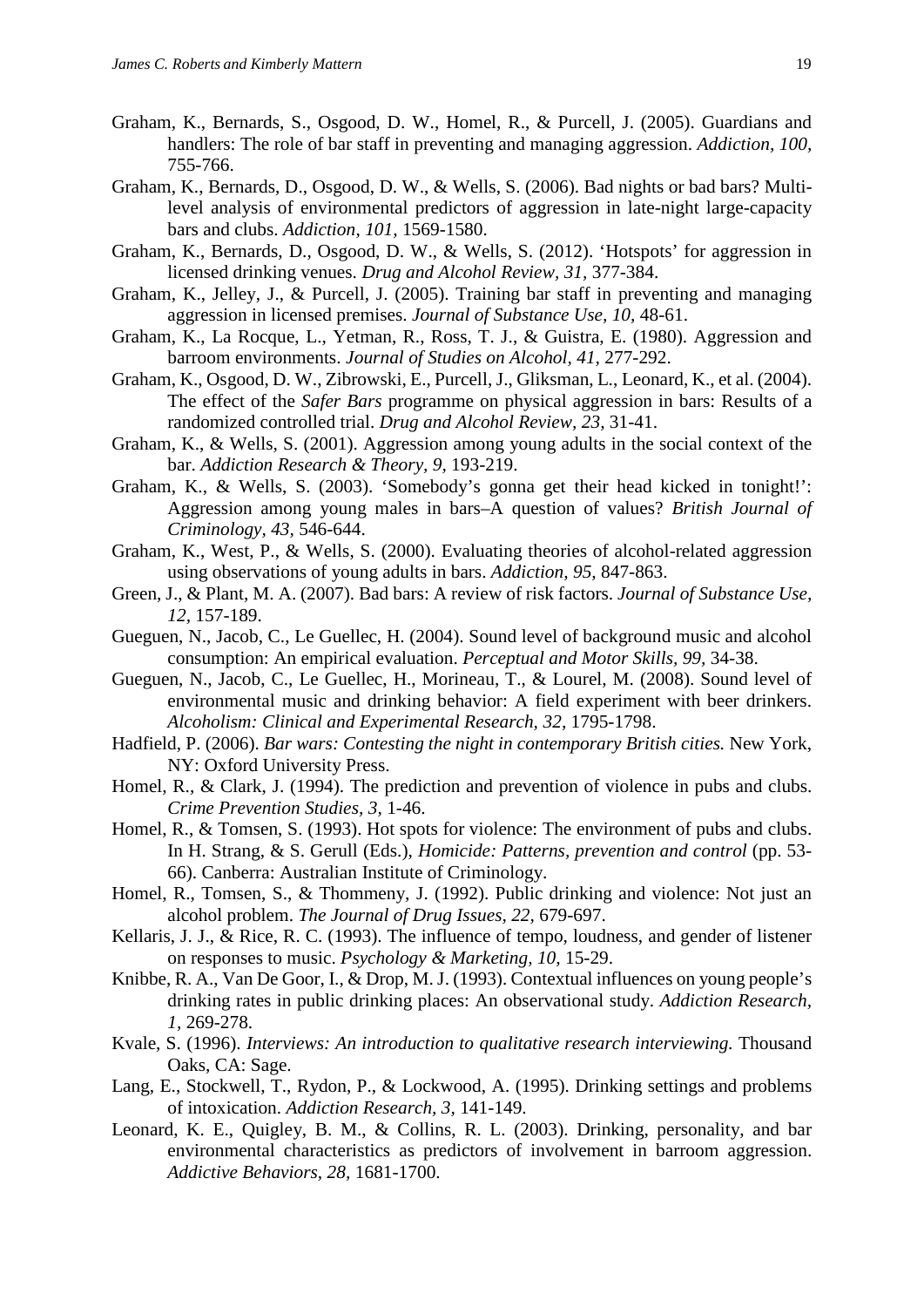Graham, K., Bernards, S., Osgood, D. W., Homel, R., & Purcell, J. (2005). Guardians and handlers: The role of bar staff in preventing and managing aggression. *Addiction, 100,* 755-766.

Graham, K., Bernards, D., Osgood, D. W., & Wells, S. (2006). Bad nights or bad bars? Multi-level analysis of environmental predictors of aggression in late-night large-capacity bars and clubs. *Addiction, 101,* 1569-1580.

Graham, K., Bernards, D., Osgood, D. W., & Wells, S. (2012). 'Hotspots' for aggression in licensed drinking venues. *Drug and Alcohol Review, 31,* 377-384.

Graham, K., Jelley, J., & Purcell, J. (2005). Training bar staff in preventing and managing aggression in licensed premises. *Journal of Substance Use, 10,* 48-61.

Graham, K., La Rocque, L., Yetman, R., Ross, T. J., & Guistra, E. (1980). Aggression and barroom environments. *Journal of Studies on Alcohol, 41,* 277-292.

Graham, K., Osgood, D. W., Zibrowski, E., Purcell, J., Gliksman, L., Leonard, K., et al. (2004). The effect of the *Safer Bars* programme on physical aggression in bars: Results of a randomized controlled trial. *Drug and Alcohol Review, 23,* 31-41.

Graham, K., & Wells, S. (2001). Aggression among young adults in the social context of the bar. *Addiction Research & Theory, 9,* 193-219.

Graham, K., & Wells, S. (2003). 'Somebody's gonna get their head kicked in tonight!': Aggression among young males in bars–A question of values? *British Journal of Criminology, 43,* 546-644.

Graham, K., West, P., & Wells, S. (2000). Evaluating theories of alcohol-related aggression using observations of young adults in bars. *Addiction, 95,* 847-863.

Green, J., & Plant, M. A. (2007). Bad bars: A review of risk factors. *Journal of Substance Use, 12,* 157-189.

Gueguen, N., Jacob, C., Le Guellec, H. (2004). Sound level of background music and alcohol consumption: An empirical evaluation. *Perceptual and Motor Skills, 99,* 34-38.

Gueguen, N., Jacob, C., Le Guellec, H., Morineau, T., & Lourel, M. (2008). Sound level of environmental music and drinking behavior: A field experiment with beer drinkers. *Alcoholism: Clinical and Experimental Research, 32,* 1795-1798.

Hadfield, P. (2006). *Bar wars: Contesting the night in contemporary British cities.* New York, NY: Oxford University Press.

Homel, R., & Clark, J. (1994). The prediction and prevention of violence in pubs and clubs. *Crime Prevention Studies, 3,* 1-46.

Homel, R., & Tomsen, S. (1993). Hot spots for violence: The environment of pubs and clubs. In H. Strang, & S. Gerull (Eds.), *Homicide: Patterns, prevention and control* (pp. 53-66). Canberra: Australian Institute of Criminology.

Homel, R., Tomsen, S., & Thommeny, J. (1992). Public drinking and violence: Not just an alcohol problem. *The Journal of Drug Issues, 22,* 679-697.

Kellaris, J. J., & Rice, R. C. (1993). The influence of tempo, loudness, and gender of listener on responses to music. *Psychology & Marketing, 10,* 15-29.

Knibbe, R. A., Van De Goor, I., & Drop, M. J. (1993). Contextual influences on young people's drinking rates in public drinking places: An observational study. *Addiction Research, 1,* 269-278.

Kvale, S. (1996). *Interviews: An introduction to qualitative research interviewing.* Thousand Oaks, CA: Sage.

Lang, E., Stockwell, T., Rydon, P., & Lockwood, A. (1995). Drinking settings and problems of intoxication. *Addiction Research, 3,* 141-149.

Leonard, K. E., Quigley, B. M., & Collins, R. L. (2003). Drinking, personality, and bar environmental characteristics as predictors of involvement in barroom aggression. *Addictive Behaviors, 28,* 1681-1700.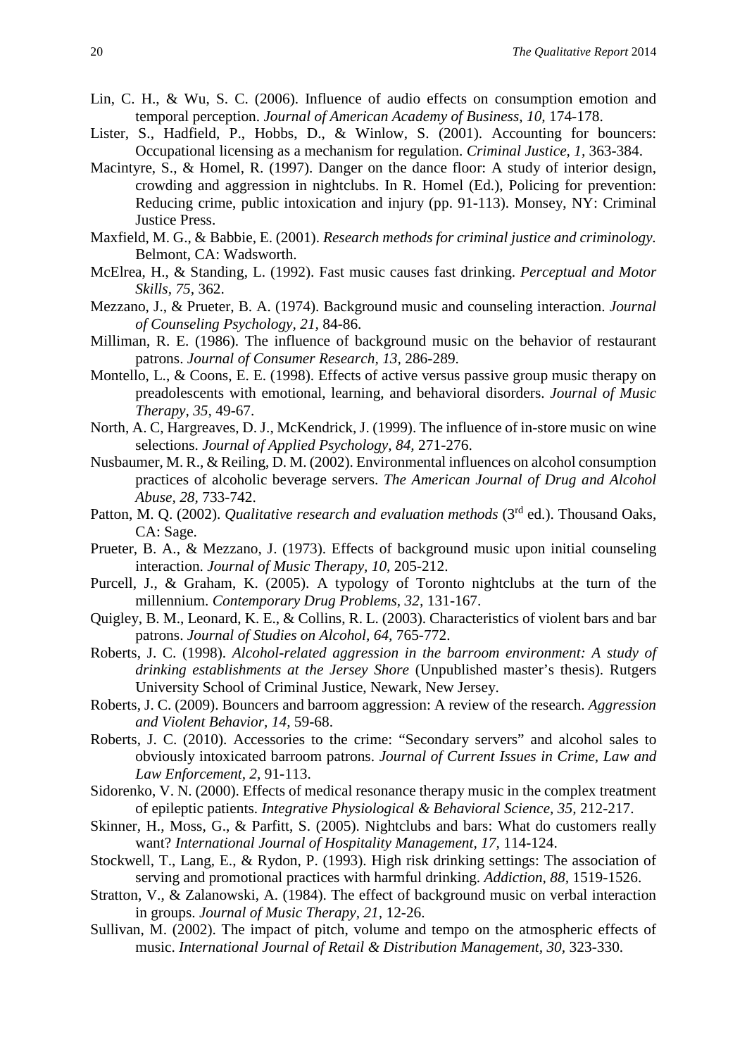Lin, C. H., & Wu, S. C. (2006). Influence of audio effects on consumption emotion and temporal perception. *Journal of American Academy of Business, 10,* 174-178.

Lister, S., Hadfield, P., Hobbs, D., & Winlow, S. (2001). Accounting for bouncers: Occupational licensing as a mechanism for regulation. *Criminal Justice, 1,* 363-384.

Macintyre, S., & Homel, R. (1997). Danger on the dance floor: A study of interior design, crowding and aggression in nightclubs. In R. Homel (Ed.), Policing for prevention: Reducing crime, public intoxication and injury (pp. 91-113). Monsey, NY: Criminal Justice Press.

Maxfield, M. G., & Babbie, E. (2001). *Research methods for criminal justice and criminology.* Belmont, CA: Wadsworth.

McElrea, H., & Standing, L. (1992). Fast music causes fast drinking. *Perceptual and Motor Skills, 75,* 362.

Mezzano, J., & Prueter, B. A. (1974). Background music and counseling interaction. *Journal of Counseling Psychology, 21,* 84-86.

Milliman, R. E. (1986). The influence of background music on the behavior of restaurant patrons. *Journal of Consumer Research, 13,* 286-289.

Montello, L., & Coons, E. E. (1998). Effects of active versus passive group music therapy on preadolescents with emotional, learning, and behavioral disorders. *Journal of Music Therapy, 35,* 49-67.

North, A. C, Hargreaves, D. J., McKendrick, J. (1999). The influence of in-store music on wine selections. *Journal of Applied Psychology, 84,* 271-276.

Nusbaumer, M. R., & Reiling, D. M. (2002). Environmental influences on alcohol consumption practices of alcoholic beverage servers. *The American Journal of Drug and Alcohol Abuse, 28,* 733-742.

Patton, M. Q. (2002). *Qualitative research and evaluation methods* (3rd ed.). Thousand Oaks, CA: Sage.

Prueter, B. A., & Mezzano, J. (1973). Effects of background music upon initial counseling interaction. *Journal of Music Therapy, 10,* 205-212.

Purcell, J., & Graham, K. (2005). A typology of Toronto nightclubs at the turn of the millennium. *Contemporary Drug Problems, 32,* 131-167.

Quigley, B. M., Leonard, K. E., & Collins, R. L. (2003). Characteristics of violent bars and bar patrons. *Journal of Studies on Alcohol, 64,* 765-772.

Roberts, J. C. (1998). *Alcohol-related aggression in the barroom environment: A study of drinking establishments at the Jersey Shore* (Unpublished master's thesis). Rutgers University School of Criminal Justice, Newark, New Jersey.

Roberts, J. C. (2009). Bouncers and barroom aggression: A review of the research. *Aggression and Violent Behavior, 14,* 59-68.

Roberts, J. C. (2010). Accessories to the crime: "Secondary servers" and alcohol sales to obviously intoxicated barroom patrons. *Journal of Current Issues in Crime, Law and Law Enforcement, 2,* 91-113.

Sidorenko, V. N. (2000). Effects of medical resonance therapy music in the complex treatment of epileptic patients. *Integrative Physiological & Behavioral Science, 35,* 212-217.

Skinner, H., Moss, G., & Parfitt, S. (2005). Nightclubs and bars: What do customers really want? *International Journal of Hospitality Management, 17,* 114-124.

Stockwell, T., Lang, E., & Rydon, P. (1993). High risk drinking settings: The association of serving and promotional practices with harmful drinking. *Addiction, 88,* 1519-1526.

Stratton, V., & Zalanowski, A. (1984). The effect of background music on verbal interaction in groups. *Journal of Music Therapy, 21,* 12-26.

Sullivan, M. (2002). The impact of pitch, volume and tempo on the atmospheric effects of music. *International Journal of Retail & Distribution Management, 30,* 323-330.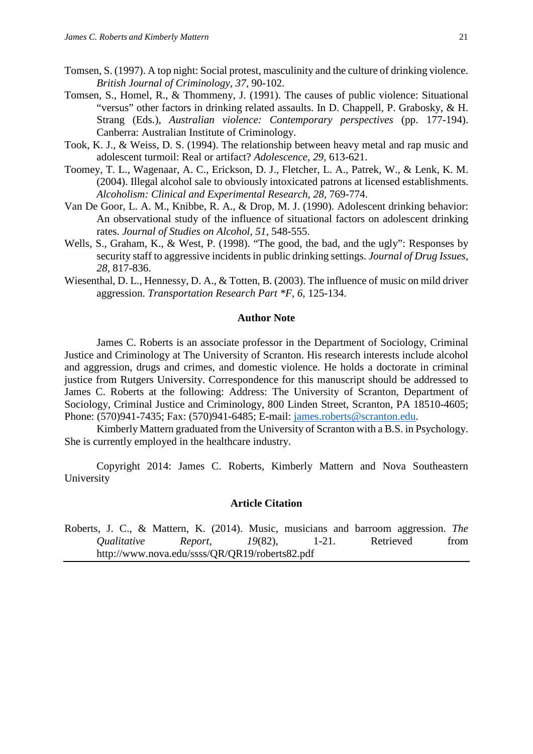Tomsen, S. (1997). A top night: Social protest, masculinity and the culture of drinking violence. *British Journal of Criminology, 37*, 90-102.

Tomsen, S., Homel, R., & Thommeny, J. (1991). The causes of public violence: Situational "versus" other factors in drinking related assaults. In D. Chappell, P. Grabosky, & H. Strang (Eds.), *Australian violence: Contemporary perspectives* (pp. 177-194). Canberra: Australian Institute of Criminology.

Took, K. J., & Weiss, D. S. (1994). The relationship between heavy metal and rap music and adolescent turmoil: Real or artifact? *Adolescence, 29*, 613-621.

Toomey, T. L., Wagenaar, A. C., Erickson, D. J., Fletcher, L. A., Patrek, W., & Lenk, K. M. (2004). Illegal alcohol sale to obviously intoxicated patrons at licensed establishments. *Alcoholism: Clinical and Experimental Research, 28*, 769-774.

Van De Goor, L. A. M., Knibbe, R. A., & Drop, M. J. (1990). Adolescent drinking behavior: An observational study of the influence of situational factors on adolescent drinking rates. *Journal of Studies on Alcohol, 51*, 548-555.

Wells, S., Graham, K., & West, P. (1998). "The good, the bad, and the ugly": Responses by security staff to aggressive incidents in public drinking settings. *Journal of Drug Issues, 28*, 817-836.

Wiesenthal, D. L., Hennessy, D. A., & Totten, B. (2003). The influence of music on mild driver aggression. *Transportation Research Part *F, 6*, 125-134.

## Author Note

James C. Roberts is an associate professor in the Department of Sociology, Criminal Justice and Criminology at The University of Scranton. His research interests include alcohol and aggression, drugs and crimes, and domestic violence. He holds a doctorate in criminal justice from Rutgers University. Correspondence for this manuscript should be addressed to James C. Roberts at the following: Address: The University of Scranton, Department of Sociology, Criminal Justice and Criminology, 800 Linden Street, Scranton, PA 18510-4605; Phone: (570)941-7435; Fax: (570)941-6485; E-mail: james.roberts@scranton.edu.

Kimberly Mattern graduated from the University of Scranton with a B.S. in Psychology. She is currently employed in the healthcare industry.

Copyright 2014: James C. Roberts, Kimberly Mattern and Nova Southeastern University

## Article Citation

Roberts, J. C., & Mattern, K. (2014). Music, musicians and barroom aggression. *The Qualitative Report, 19*(82), 1-21. Retrieved from http://www.nova.edu/ssss/QR/QR19/roberts82.pdf